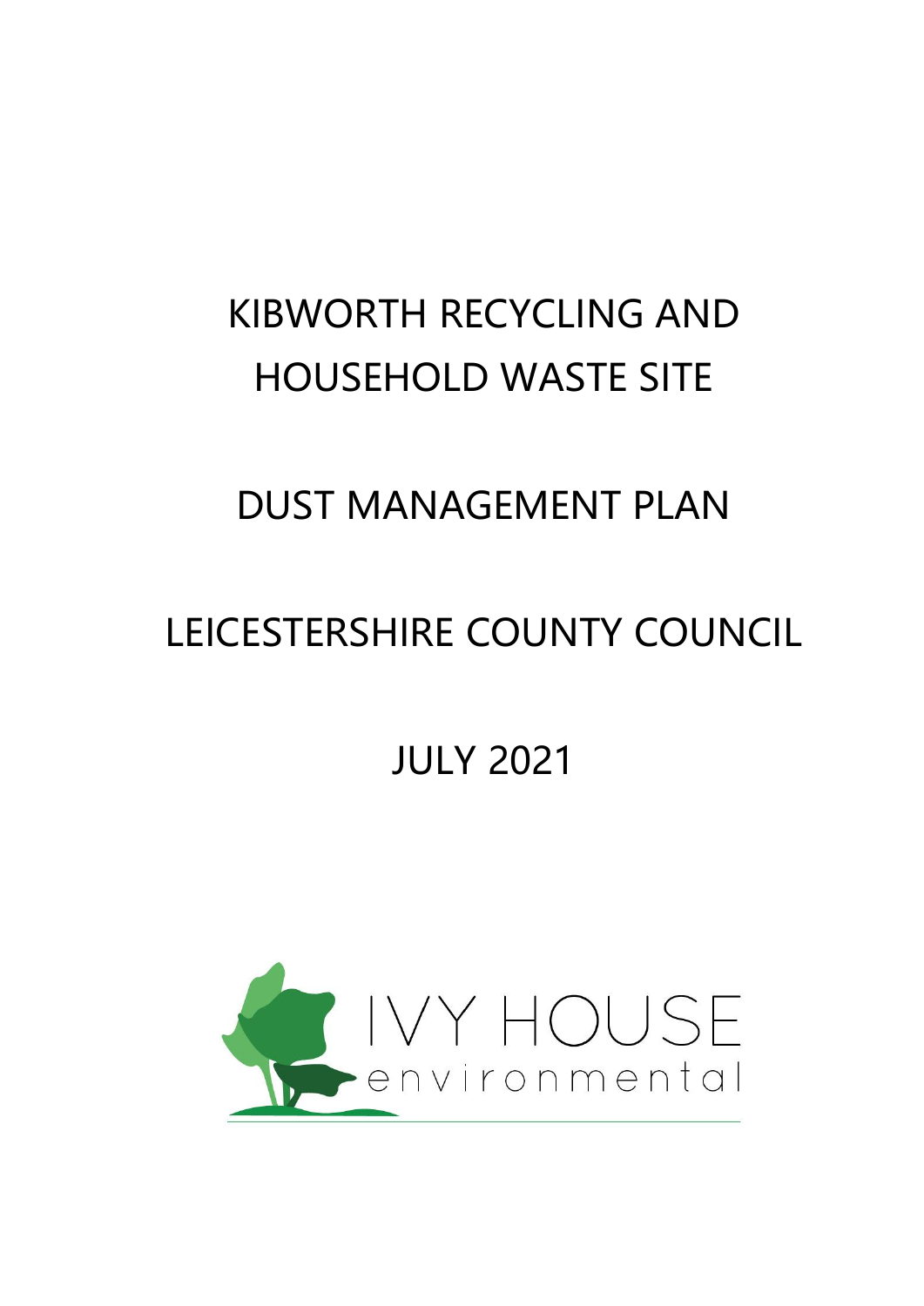# KIBWORTH RECYCLING AND HOUSEHOLD WASTE SITE

# DUST MANAGEMENT PLAN

# LEICESTERSHIRE COUNTY COUNCIL

# JULY 2021

IVY HOUSE environmental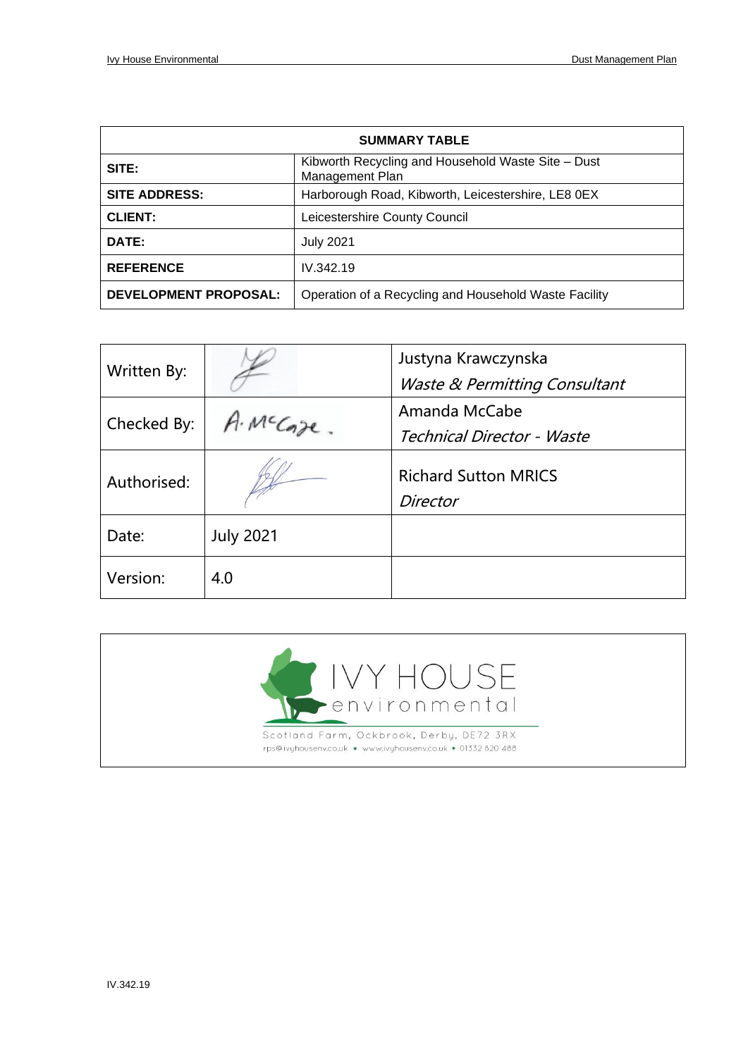| SUMMARY TABLE | |
|---|---|
| **SITE:** | Kibworth Recycling and Household Waste Site – Dust Management Plan |
| **SITE ADDRESS:** | Harborough Road, Kibworth, Leicestershire, LE8 0EX |
| **CLIENT:** | Leicestershire County Council |
| **DATE:** | July 2021 |
| **REFERENCE** | IV.342.19 |
| **DEVELOPMENT PROPOSAL:** | Operation of a Recycling and Household Waste Facility |

| | | |
|---|---|---|
| Written By: | | Justyna Krawczynska<br>*Waste & Permitting Consultant* |
| Checked By: | A. McCabe. | Amanda McCabe<br>*Technical Director - Waste* |
| Authorised: | | Richard Sutton MRICS<br>*Director* |
| Date: | July 2021 | |
| Version: | 4.0 | |

IVY HOUSE environmental

Scotland Farm, Ockbrook, Derby, DE72 3RX
rps@ivyhousenv.co.uk • www.ivyhousenv.co.uk • 01332 820 488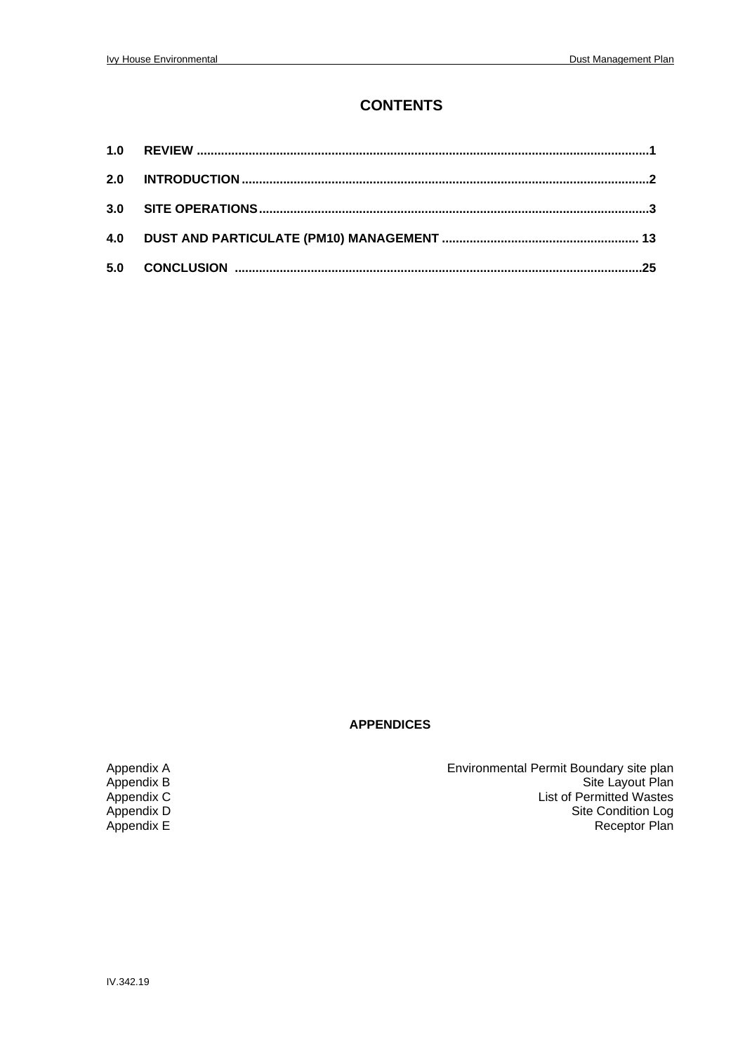# CONTENTS

| | | |
|---|---|---|
| **1.0** | **REVIEW** | **1** |
| **2.0** | **INTRODUCTION** | **2** |
| **3.0** | **SITE OPERATIONS** | **3** |
| **4.0** | **DUST AND PARTICULATE (PM10) MANAGEMENT** | **13** |
| **5.0** | **CONCLUSION** | **25** |

**APPENDICES**

| | |
|---|---|
| Appendix A | Environmental Permit Boundary site plan |
| Appendix B | Site Layout Plan |
| Appendix C | List of Permitted Wastes |
| Appendix D | Site Condition Log |
| Appendix E | Receptor Plan |

IV.342.19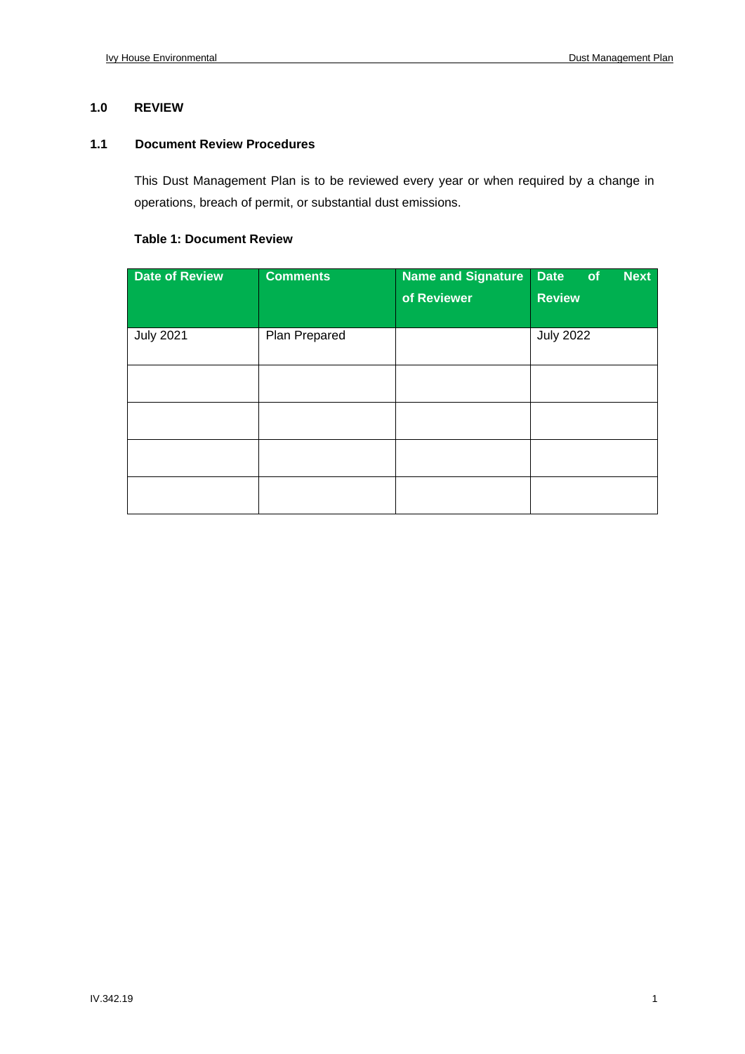# 1.0 REVIEW

## 1.1 Document Review Procedures

This Dust Management Plan is to be reviewed every year or when required by a change in operations, breach of permit, or substantial dust emissions.

**Table 1: Document Review**

| Date of Review | Comments | Name and Signature of Reviewer | Date of Next Review |
|---|---|---|---|
| July 2021 | Plan Prepared | | July 2022 |
| | | | |
| | | | |
| | | | |
| | | | |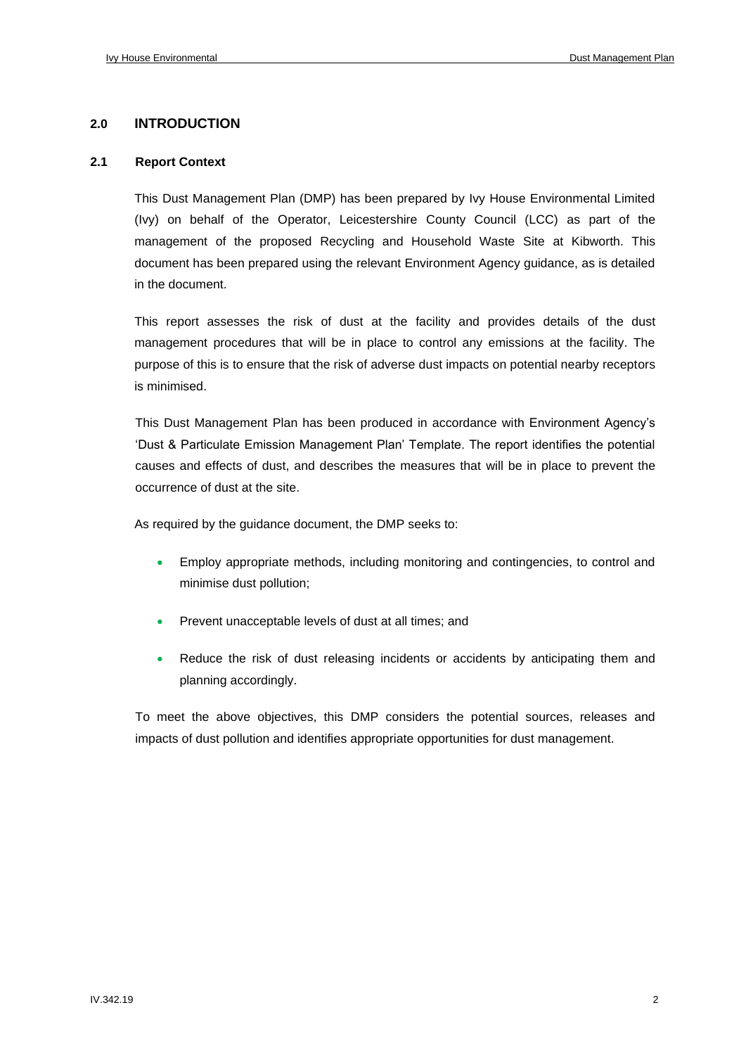## 2.0 INTRODUCTION

### 2.1 Report Context

This Dust Management Plan (DMP) has been prepared by Ivy House Environmental Limited (Ivy) on behalf of the Operator, Leicestershire County Council (LCC) as part of the management of the proposed Recycling and Household Waste Site at Kibworth. This document has been prepared using the relevant Environment Agency guidance, as is detailed in the document.

This report assesses the risk of dust at the facility and provides details of the dust management procedures that will be in place to control any emissions at the facility. The purpose of this is to ensure that the risk of adverse dust impacts on potential nearby receptors is minimised.

This Dust Management Plan has been produced in accordance with Environment Agency's 'Dust & Particulate Emission Management Plan' Template. The report identifies the potential causes and effects of dust, and describes the measures that will be in place to prevent the occurrence of dust at the site.

As required by the guidance document, the DMP seeks to:

- Employ appropriate methods, including monitoring and contingencies, to control and minimise dust pollution;
- Prevent unacceptable levels of dust at all times; and
- Reduce the risk of dust releasing incidents or accidents by anticipating them and planning accordingly.

To meet the above objectives, this DMP considers the potential sources, releases and impacts of dust pollution and identifies appropriate opportunities for dust management.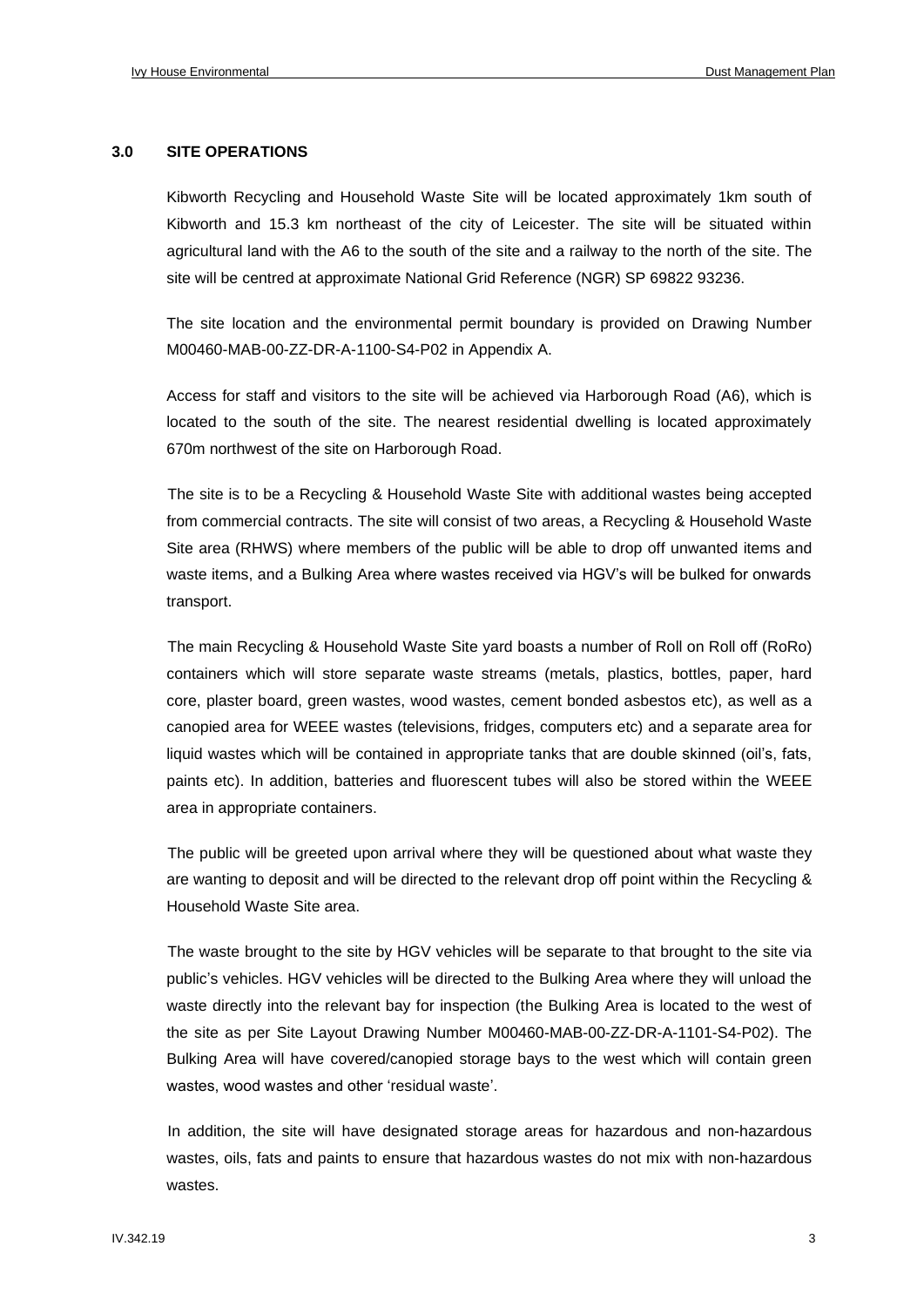## 3.0 SITE OPERATIONS

Kibworth Recycling and Household Waste Site will be located approximately 1km south of Kibworth and 15.3 km northeast of the city of Leicester. The site will be situated within agricultural land with the A6 to the south of the site and a railway to the north of the site. The site will be centred at approximate National Grid Reference (NGR) SP 69822 93236.

The site location and the environmental permit boundary is provided on Drawing Number M00460-MAB-00-ZZ-DR-A-1100-S4-P02 in Appendix A.

Access for staff and visitors to the site will be achieved via Harborough Road (A6), which is located to the south of the site. The nearest residential dwelling is located approximately 670m northwest of the site on Harborough Road.

The site is to be a Recycling & Household Waste Site with additional wastes being accepted from commercial contracts. The site will consist of two areas, a Recycling & Household Waste Site area (RHWS) where members of the public will be able to drop off unwanted items and waste items, and a Bulking Area where wastes received via HGV's will be bulked for onwards transport.

The main Recycling & Household Waste Site yard boasts a number of Roll on Roll off (RoRo) containers which will store separate waste streams (metals, plastics, bottles, paper, hard core, plaster board, green wastes, wood wastes, cement bonded asbestos etc), as well as a canopied area for WEEE wastes (televisions, fridges, computers etc) and a separate area for liquid wastes which will be contained in appropriate tanks that are double skinned (oil's, fats, paints etc). In addition, batteries and fluorescent tubes will also be stored within the WEEE area in appropriate containers.

The public will be greeted upon arrival where they will be questioned about what waste they are wanting to deposit and will be directed to the relevant drop off point within the Recycling & Household Waste Site area.

The waste brought to the site by HGV vehicles will be separate to that brought to the site via public's vehicles. HGV vehicles will be directed to the Bulking Area where they will unload the waste directly into the relevant bay for inspection (the Bulking Area is located to the west of the site as per Site Layout Drawing Number M00460-MAB-00-ZZ-DR-A-1101-S4-P02). The Bulking Area will have covered/canopied storage bays to the west which will contain green wastes, wood wastes and other 'residual waste'.

In addition, the site will have designated storage areas for hazardous and non-hazardous wastes, oils, fats and paints to ensure that hazardous wastes do not mix with non-hazardous wastes.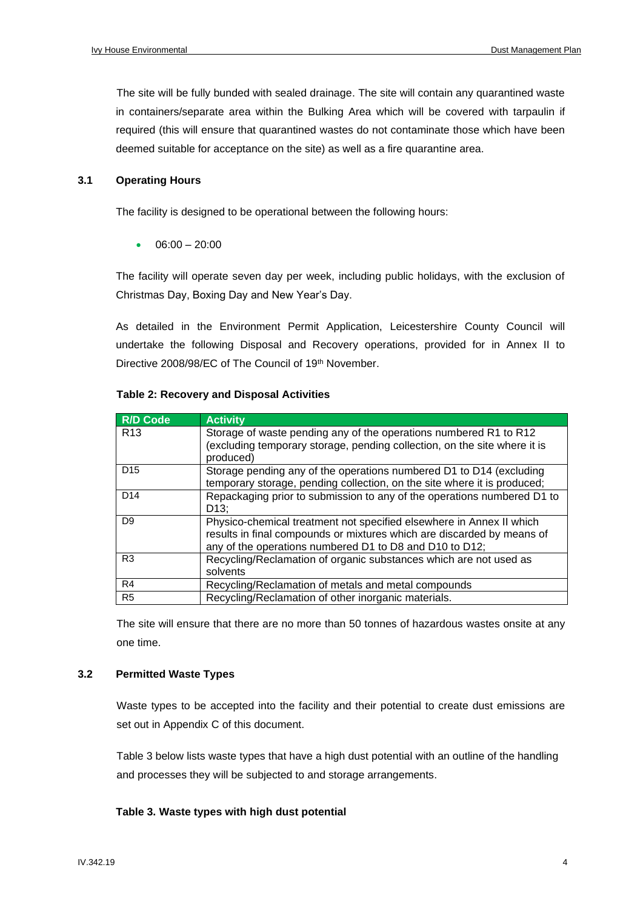The site will be fully bunded with sealed drainage. The site will contain any quarantined waste in containers/separate area within the Bulking Area which will be covered with tarpaulin if required (this will ensure that quarantined wastes do not contaminate those which have been deemed suitable for acceptance on the site) as well as a fire quarantine area.

## 3.1 Operating Hours

The facility is designed to be operational between the following hours:

- 06:00 – 20:00

The facility will operate seven day per week, including public holidays, with the exclusion of Christmas Day, Boxing Day and New Year's Day.

As detailed in the Environment Permit Application, Leicestershire County Council will undertake the following Disposal and Recovery operations, provided for in Annex II to Directive 2008/98/EC of The Council of 19th November.

**Table 2: Recovery and Disposal Activities**

| R/D Code | Activity |
|---|---|
| R13 | Storage of waste pending any of the operations numbered R1 to R12 (excluding temporary storage, pending collection, on the site where it is produced) |
| D15 | Storage pending any of the operations numbered D1 to D14 (excluding temporary storage, pending collection, on the site where it is produced; |
| D14 | Repackaging prior to submission to any of the operations numbered D1 to D13; |
| D9 | Physico-chemical treatment not specified elsewhere in Annex II which results in final compounds or mixtures which are discarded by means of any of the operations numbered D1 to D8 and D10 to D12; |
| R3 | Recycling/Reclamation of organic substances which are not used as solvents |
| R4 | Recycling/Reclamation of metals and metal compounds |
| R5 | Recycling/Reclamation of other inorganic materials. |

The site will ensure that there are no more than 50 tonnes of hazardous wastes onsite at any one time.

## 3.2 Permitted Waste Types

Waste types to be accepted into the facility and their potential to create dust emissions are set out in Appendix C of this document.

Table 3 below lists waste types that have a high dust potential with an outline of the handling and processes they will be subjected to and storage arrangements.

**Table 3. Waste types with high dust potential**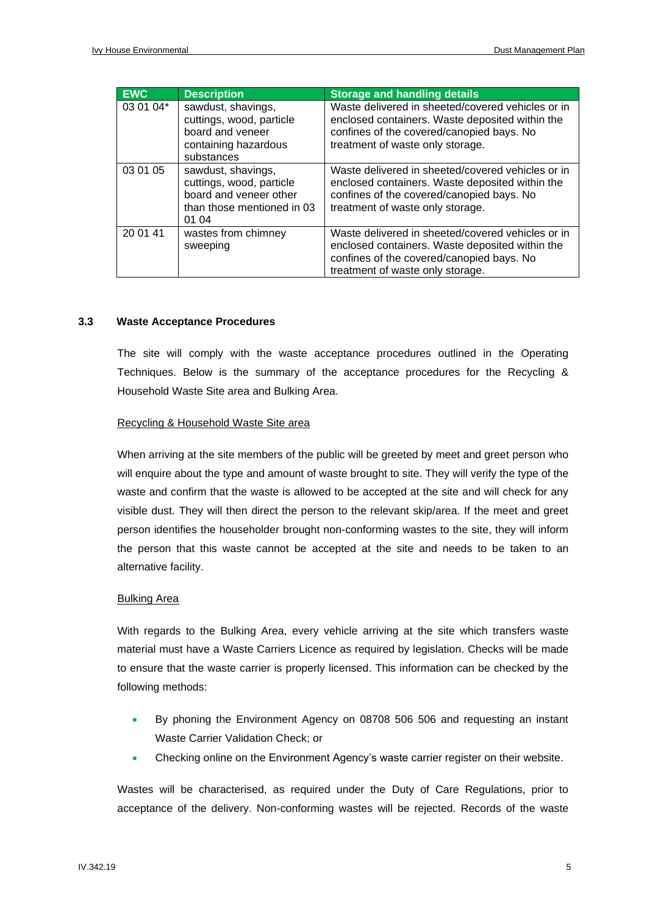| EWC | Description | Storage and handling details |
|---|---|---|
| 03 01 04* | sawdust, shavings, cuttings, wood, particle board and veneer containing hazardous substances | Waste delivered in sheeted/covered vehicles or in enclosed containers. Waste deposited within the confines of the covered/canopied bays. No treatment of waste only storage. |
| 03 01 05 | sawdust, shavings, cuttings, wood, particle board and veneer other than those mentioned in 03 01 04 | Waste delivered in sheeted/covered vehicles or in enclosed containers. Waste deposited within the confines of the covered/canopied bays. No treatment of waste only storage. |
| 20 01 41 | wastes from chimney sweeping | Waste delivered in sheeted/covered vehicles or in enclosed containers. Waste deposited within the confines of the covered/canopied bays. No treatment of waste only storage. |

### 3.3 Waste Acceptance Procedures

The site will comply with the waste acceptance procedures outlined in the Operating Techniques. Below is the summary of the acceptance procedures for the Recycling & Household Waste Site area and Bulking Area.

Recycling & Household Waste Site area

When arriving at the site members of the public will be greeted by meet and greet person who will enquire about the type and amount of waste brought to site. They will verify the type of the waste and confirm that the waste is allowed to be accepted at the site and will check for any visible dust. They will then direct the person to the relevant skip/area. If the meet and greet person identifies the householder brought non-conforming wastes to the site, they will inform the person that this waste cannot be accepted at the site and needs to be taken to an alternative facility.

Bulking Area

With regards to the Bulking Area, every vehicle arriving at the site which transfers waste material must have a Waste Carriers Licence as required by legislation. Checks will be made to ensure that the waste carrier is properly licensed. This information can be checked by the following methods:

- By phoning the Environment Agency on 08708 506 506 and requesting an instant Waste Carrier Validation Check; or
- Checking online on the Environment Agency's waste carrier register on their website.

Wastes will be characterised, as required under the Duty of Care Regulations, prior to acceptance of the delivery. Non-conforming wastes will be rejected. Records of the waste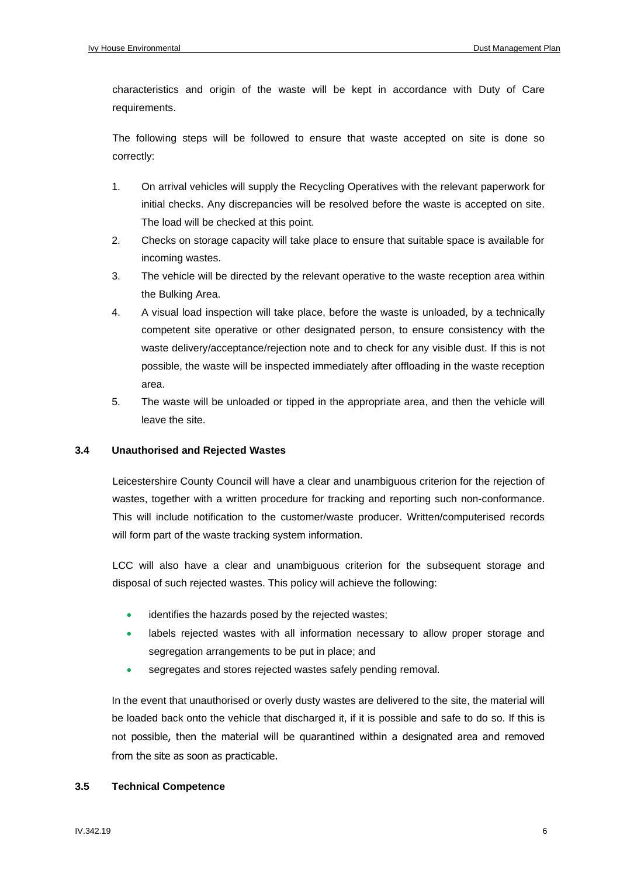characteristics and origin of the waste will be kept in accordance with Duty of Care requirements.

The following steps will be followed to ensure that waste accepted on site is done so correctly:

1. On arrival vehicles will supply the Recycling Operatives with the relevant paperwork for initial checks. Any discrepancies will be resolved before the waste is accepted on site. The load will be checked at this point.
2. Checks on storage capacity will take place to ensure that suitable space is available for incoming wastes.
3. The vehicle will be directed by the relevant operative to the waste reception area within the Bulking Area.
4. A visual load inspection will take place, before the waste is unloaded, by a technically competent site operative or other designated person, to ensure consistency with the waste delivery/acceptance/rejection note and to check for any visible dust. If this is not possible, the waste will be inspected immediately after offloading in the waste reception area.
5. The waste will be unloaded or tipped in the appropriate area, and then the vehicle will leave the site.

### 3.4 Unauthorised and Rejected Wastes

Leicestershire County Council will have a clear and unambiguous criterion for the rejection of wastes, together with a written procedure for tracking and reporting such non-conformance. This will include notification to the customer/waste producer. Written/computerised records will form part of the waste tracking system information.

LCC will also have a clear and unambiguous criterion for the subsequent storage and disposal of such rejected wastes. This policy will achieve the following:

- identifies the hazards posed by the rejected wastes;
- labels rejected wastes with all information necessary to allow proper storage and segregation arrangements to be put in place; and
- segregates and stores rejected wastes safely pending removal.

In the event that unauthorised or overly dusty wastes are delivered to the site, the material will be loaded back onto the vehicle that discharged it, if it is possible and safe to do so. If this is not possible, then the material will be quarantined within a designated area and removed from the site as soon as practicable.

### 3.5 Technical Competence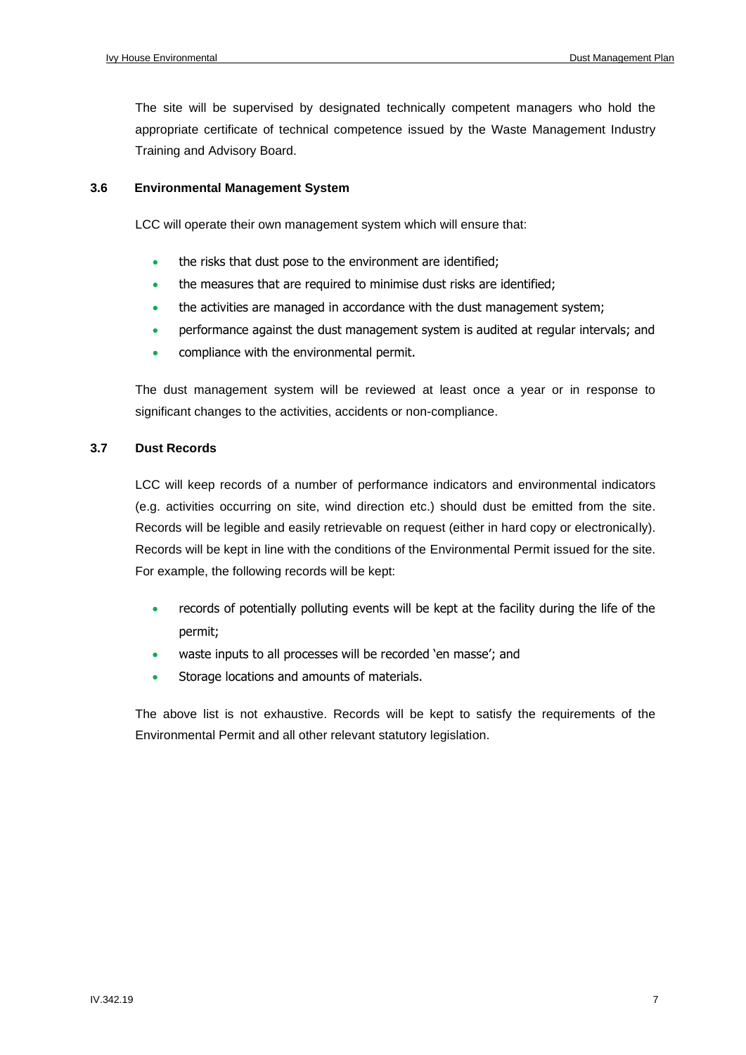The site will be supervised by designated technically competent managers who hold the appropriate certificate of technical competence issued by the Waste Management Industry Training and Advisory Board.

### 3.6 Environmental Management System

LCC will operate their own management system which will ensure that:

- the risks that dust pose to the environment are identified;
- the measures that are required to minimise dust risks are identified;
- the activities are managed in accordance with the dust management system;
- performance against the dust management system is audited at regular intervals; and
- compliance with the environmental permit.

The dust management system will be reviewed at least once a year or in response to significant changes to the activities, accidents or non-compliance.

### 3.7 Dust Records

LCC will keep records of a number of performance indicators and environmental indicators (e.g. activities occurring on site, wind direction etc.) should dust be emitted from the site. Records will be legible and easily retrievable on request (either in hard copy or electronically). Records will be kept in line with the conditions of the Environmental Permit issued for the site. For example, the following records will be kept:

- records of potentially polluting events will be kept at the facility during the life of the permit;
- waste inputs to all processes will be recorded 'en masse'; and
- Storage locations and amounts of materials.

The above list is not exhaustive. Records will be kept to satisfy the requirements of the Environmental Permit and all other relevant statutory legislation.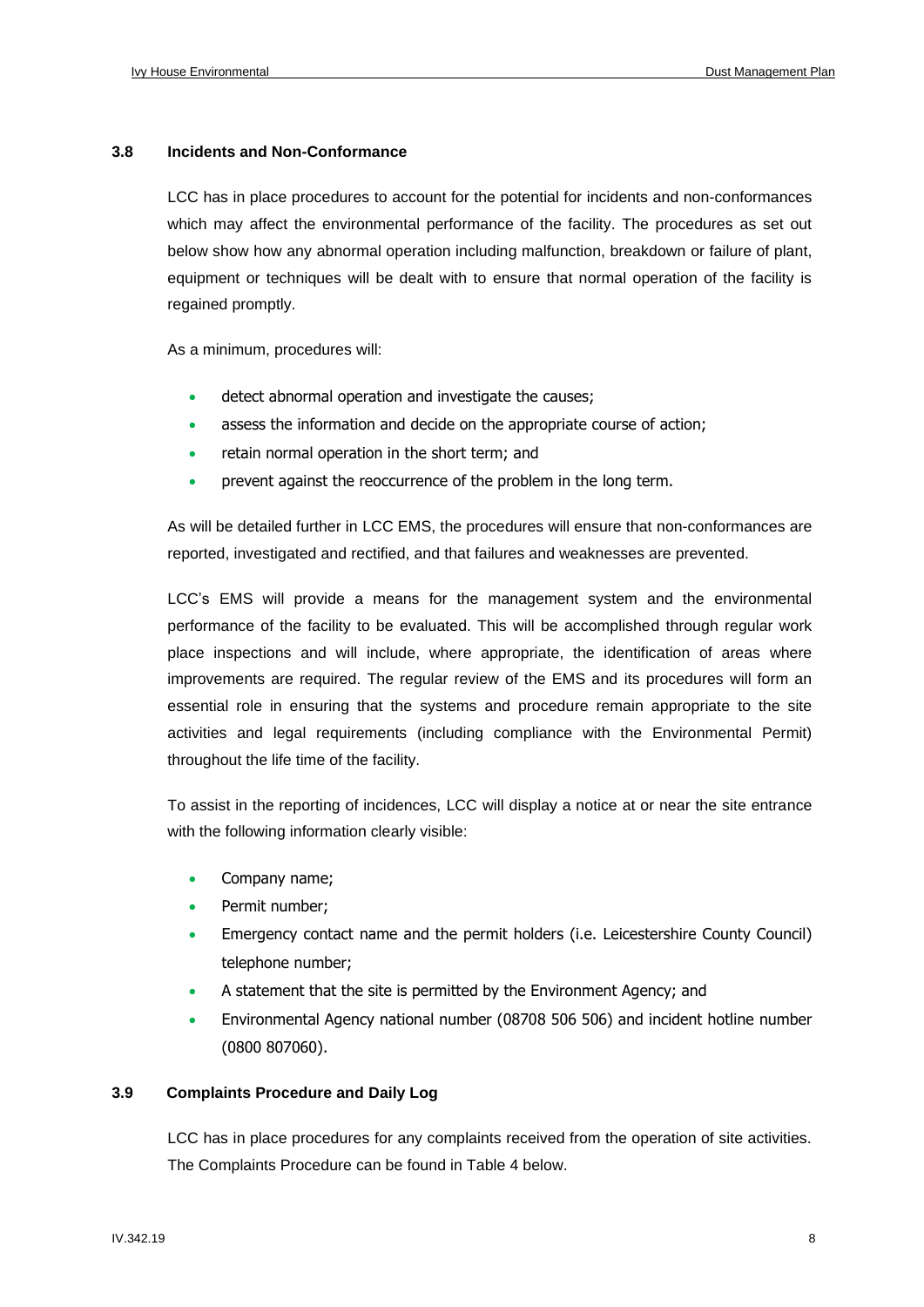### 3.8 Incidents and Non-Conformance

LCC has in place procedures to account for the potential for incidents and non-conformances which may affect the environmental performance of the facility. The procedures as set out below show how any abnormal operation including malfunction, breakdown or failure of plant, equipment or techniques will be dealt with to ensure that normal operation of the facility is regained promptly.

As a minimum, procedures will:

- detect abnormal operation and investigate the causes;
- assess the information and decide on the appropriate course of action;
- retain normal operation in the short term; and
- prevent against the reoccurrence of the problem in the long term.

As will be detailed further in LCC EMS, the procedures will ensure that non-conformances are reported, investigated and rectified, and that failures and weaknesses are prevented.

LCC's EMS will provide a means for the management system and the environmental performance of the facility to be evaluated. This will be accomplished through regular work place inspections and will include, where appropriate, the identification of areas where improvements are required. The regular review of the EMS and its procedures will form an essential role in ensuring that the systems and procedure remain appropriate to the site activities and legal requirements (including compliance with the Environmental Permit) throughout the life time of the facility.

To assist in the reporting of incidences, LCC will display a notice at or near the site entrance with the following information clearly visible:

- Company name;
- Permit number;
- Emergency contact name and the permit holders (i.e. Leicestershire County Council) telephone number;
- A statement that the site is permitted by the Environment Agency; and
- Environmental Agency national number (08708 506 506) and incident hotline number (0800 807060).

### 3.9 Complaints Procedure and Daily Log

LCC has in place procedures for any complaints received from the operation of site activities. The Complaints Procedure can be found in Table 4 below.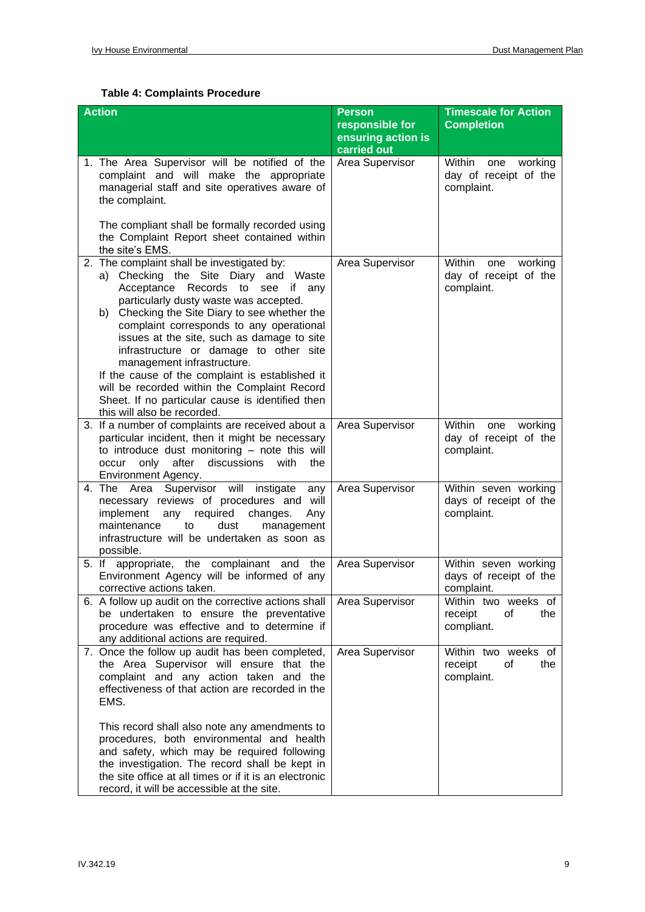**Table 4: Complaints Procedure**

| Action | Person responsible for ensuring action is carried out | Timescale for Action Completion |
|---|---|---|
| 1. The Area Supervisor will be notified of the complaint and will make the appropriate managerial staff and site operatives aware of the complaint.<br><br>The compliant shall be formally recorded using the Complaint Report sheet contained within the site's EMS. | Area Supervisor | Within one working day of receipt of the complaint. |
| 2. The complaint shall be investigated by:<br>a) Checking the Site Diary and Waste Acceptance Records to see if any particularly dusty waste was accepted.<br>b) Checking the Site Diary to see whether the complaint corresponds to any operational issues at the site, such as damage to site infrastructure or damage to other site management infrastructure.<br>If the cause of the complaint is established it will be recorded within the Complaint Record Sheet. If no particular cause is identified then this will also be recorded. | Area Supervisor | Within one working day of receipt of the complaint. |
| 3. If a number of complaints are received about a particular incident, then it might be necessary to introduce dust monitoring – note this will occur only after discussions with the Environment Agency. | Area Supervisor | Within one working day of receipt of the complaint. |
| 4. The Area Supervisor will instigate any necessary reviews of procedures and will implement any required changes. Any maintenance to dust management infrastructure will be undertaken as soon as possible. | Area Supervisor | Within seven working days of receipt of the complaint. |
| 5. If appropriate, the complainant and the Environment Agency will be informed of any corrective actions taken. | Area Supervisor | Within seven working days of receipt of the complaint. |
| 6. A follow up audit on the corrective actions shall be undertaken to ensure the preventative procedure was effective and to determine if any additional actions are required. | Area Supervisor | Within two weeks of receipt of the compliant. |
| 7. Once the follow up audit has been completed, the Area Supervisor will ensure that the complaint and any action taken and the effectiveness of that action are recorded in the EMS.<br><br>This record shall also note any amendments to procedures, both environmental and health and safety, which may be required following the investigation. The record shall be kept in the site office at all times or if it is an electronic record, it will be accessible at the site. | Area Supervisor | Within two weeks of receipt of the complaint. |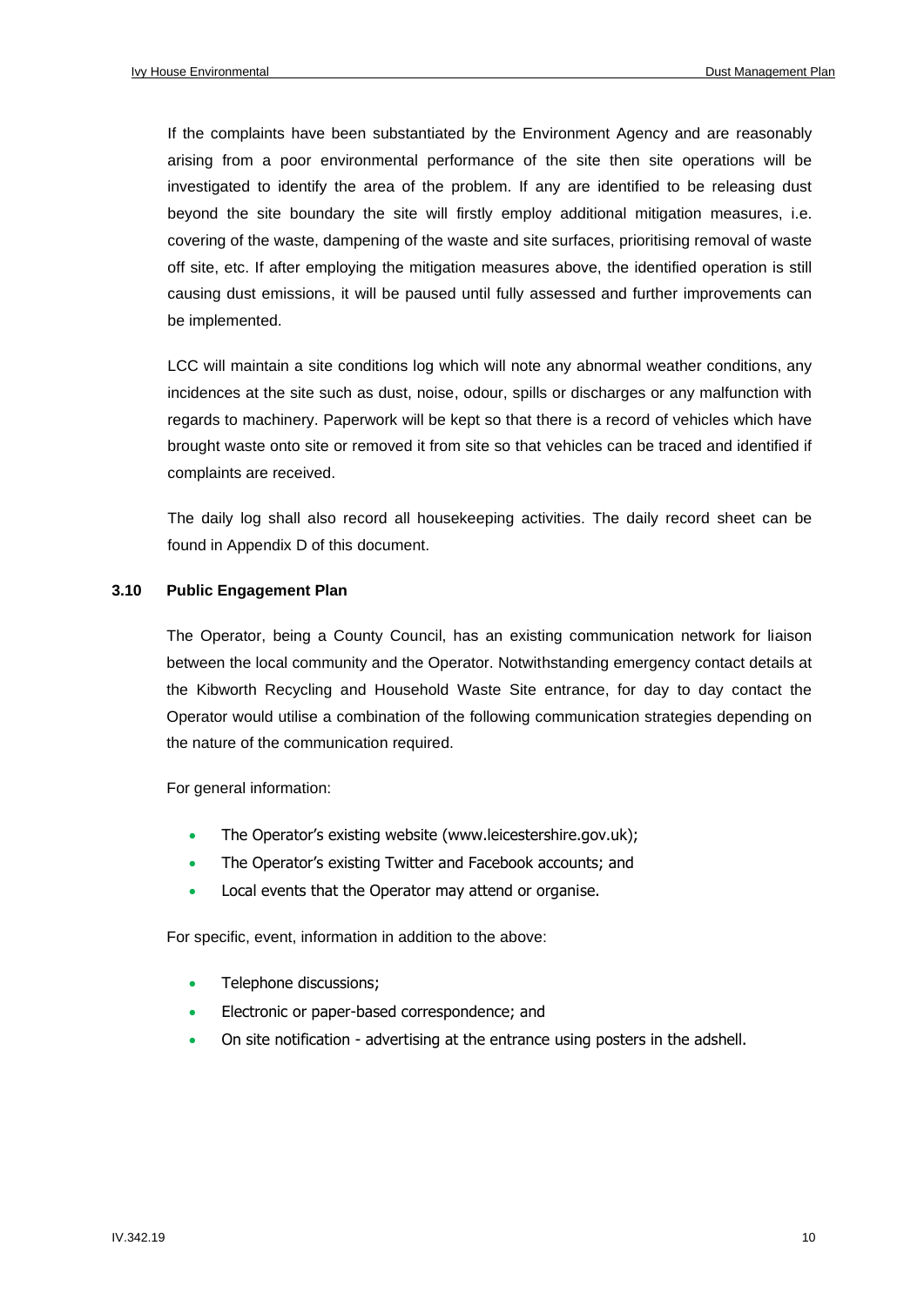If the complaints have been substantiated by the Environment Agency and are reasonably arising from a poor environmental performance of the site then site operations will be investigated to identify the area of the problem. If any are identified to be releasing dust beyond the site boundary the site will firstly employ additional mitigation measures, i.e. covering of the waste, dampening of the waste and site surfaces, prioritising removal of waste off site, etc. If after employing the mitigation measures above, the identified operation is still causing dust emissions, it will be paused until fully assessed and further improvements can be implemented.

LCC will maintain a site conditions log which will note any abnormal weather conditions, any incidences at the site such as dust, noise, odour, spills or discharges or any malfunction with regards to machinery. Paperwork will be kept so that there is a record of vehicles which have brought waste onto site or removed it from site so that vehicles can be traced and identified if complaints are received.

The daily log shall also record all housekeeping activities. The daily record sheet can be found in Appendix D of this document.

### 3.10 Public Engagement Plan

The Operator, being a County Council, has an existing communication network for liaison between the local community and the Operator. Notwithstanding emergency contact details at the Kibworth Recycling and Household Waste Site entrance, for day to day contact the Operator would utilise a combination of the following communication strategies depending on the nature of the communication required.

For general information:

- The Operator's existing website (www.leicestershire.gov.uk);
- The Operator's existing Twitter and Facebook accounts; and
- Local events that the Operator may attend or organise.

For specific, event, information in addition to the above:

- Telephone discussions;
- Electronic or paper-based correspondence; and
- On site notification - advertising at the entrance using posters in the adshell.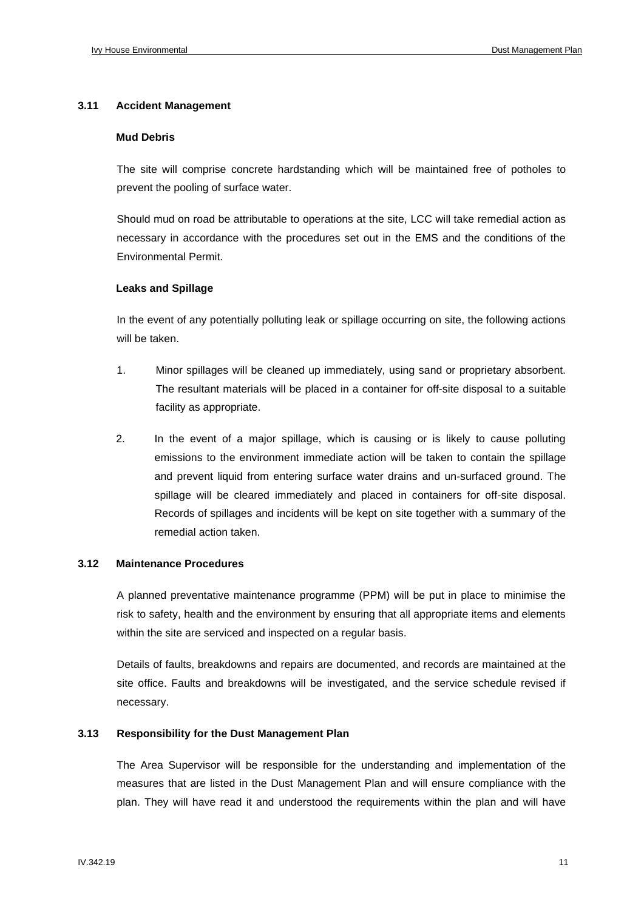### 3.11 Accident Management

#### Mud Debris

The site will comprise concrete hardstanding which will be maintained free of potholes to prevent the pooling of surface water.

Should mud on road be attributable to operations at the site, LCC will take remedial action as necessary in accordance with the procedures set out in the EMS and the conditions of the Environmental Permit.

#### Leaks and Spillage

In the event of any potentially polluting leak or spillage occurring on site, the following actions will be taken.

1. Minor spillages will be cleaned up immediately, using sand or proprietary absorbent. The resultant materials will be placed in a container for off-site disposal to a suitable facility as appropriate.

2. In the event of a major spillage, which is causing or is likely to cause polluting emissions to the environment immediate action will be taken to contain the spillage and prevent liquid from entering surface water drains and un-surfaced ground. The spillage will be cleared immediately and placed in containers for off-site disposal. Records of spillages and incidents will be kept on site together with a summary of the remedial action taken.

### 3.12 Maintenance Procedures

A planned preventative maintenance programme (PPM) will be put in place to minimise the risk to safety, health and the environment by ensuring that all appropriate items and elements within the site are serviced and inspected on a regular basis.

Details of faults, breakdowns and repairs are documented, and records are maintained at the site office. Faults and breakdowns will be investigated, and the service schedule revised if necessary.

### 3.13 Responsibility for the Dust Management Plan

The Area Supervisor will be responsible for the understanding and implementation of the measures that are listed in the Dust Management Plan and will ensure compliance with the plan. They will have read it and understood the requirements within the plan and will have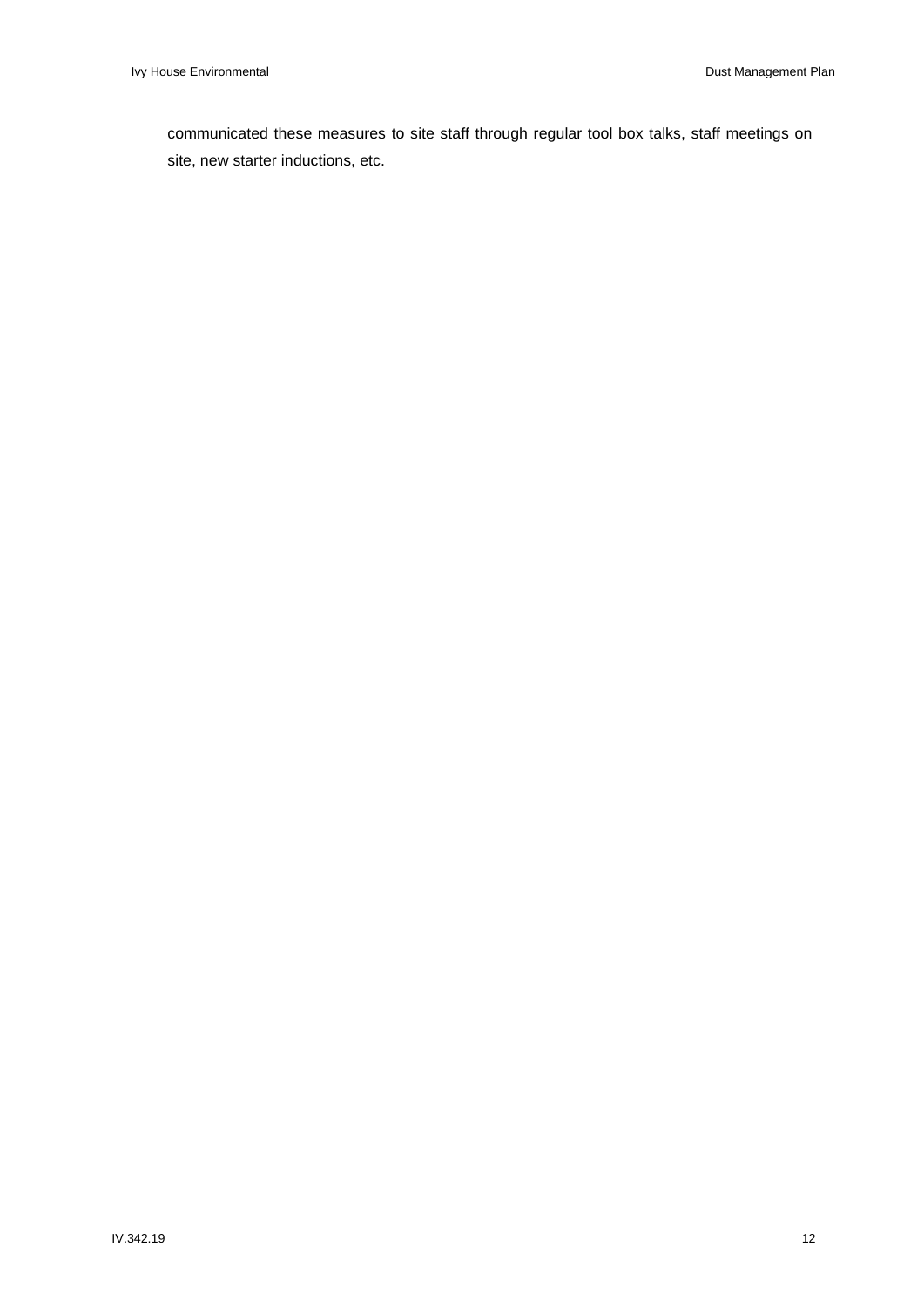communicated these measures to site staff through regular tool box talks, staff meetings on site, new starter inductions, etc.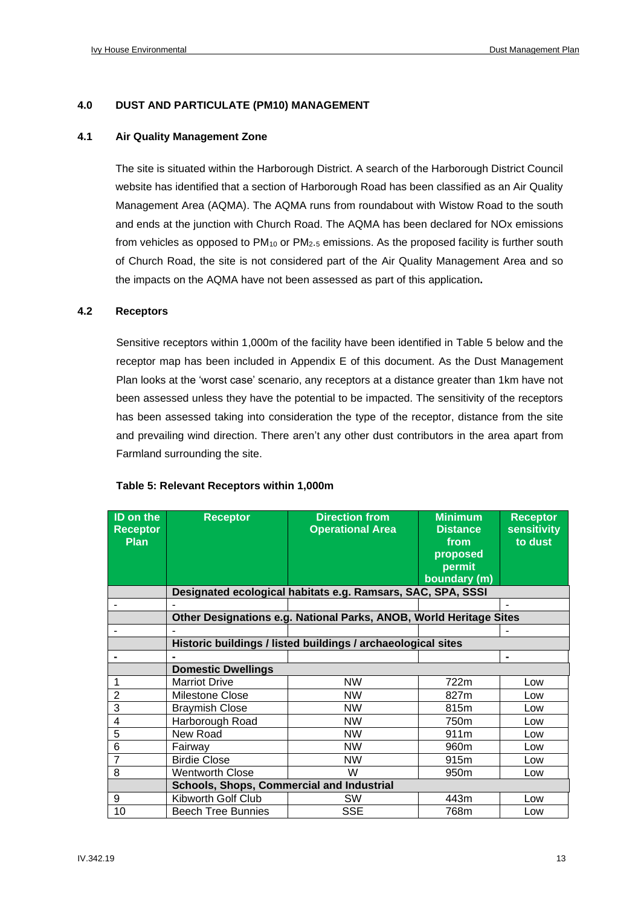## 4.0 DUST AND PARTICULATE (PM10) MANAGEMENT

### 4.1 Air Quality Management Zone

The site is situated within the Harborough District. A search of the Harborough District Council website has identified that a section of Harborough Road has been classified as an Air Quality Management Area (AQMA). The AQMA runs from roundabout with Wistow Road to the south and ends at the junction with Church Road. The AQMA has been declared for NOx emissions from vehicles as opposed to $PM_{10}$ or $PM_{2.5}$ emissions. As the proposed facility is further south of Church Road, the site is not considered part of the Air Quality Management Area and so the impacts on the AQMA have not been assessed as part of this application**.**

### 4.2 Receptors

Sensitive receptors within 1,000m of the facility have been identified in Table 5 below and the receptor map has been included in Appendix E of this document. As the Dust Management Plan looks at the 'worst case' scenario, any receptors at a distance greater than 1km have not been assessed unless they have the potential to be impacted. The sensitivity of the receptors has been assessed taking into consideration the type of the receptor, distance from the site and prevailing wind direction. There aren't any other dust contributors in the area apart from Farmland surrounding the site.

**Table 5: Relevant Receptors within 1,000m**

| ID on the Receptor Plan | Receptor | Direction from Operational Area | Minimum Distance from proposed permit boundary (m) | Receptor sensitivity to dust |
|---|---|---|---|---|
| | **Designated ecological habitats e.g. Ramsars, SAC, SPA, SSSI** | | | |
| - | - | | | - |
| | **Other Designations e.g. National Parks, ANOB, World Heritage Sites** | | | |
| - | - | | | - |
| | **Historic buildings / listed buildings / archaeological sites** | | | |
| **-** | **-** | | | **-** |
| | **Domestic Dwellings** | | | |
| 1 | Marriot Drive | NW | 722m | Low |
| 2 | Milestone Close | NW | 827m | Low |
| 3 | Braymish Close | NW | 815m | Low |
| 4 | Harborough Road | NW | 750m | Low |
| 5 | New Road | NW | 911m | Low |
| 6 | Fairway | NW | 960m | Low |
| 7 | Birdie Close | NW | 915m | Low |
| 8 | Wentworth Close | W | 950m | Low |
| | **Schools, Shops, Commercial and Industrial** | | | |
| 9 | Kibworth Golf Club | SW | 443m | Low |
| 10 | Beech Tree Bunnies | SSE | 768m | Low |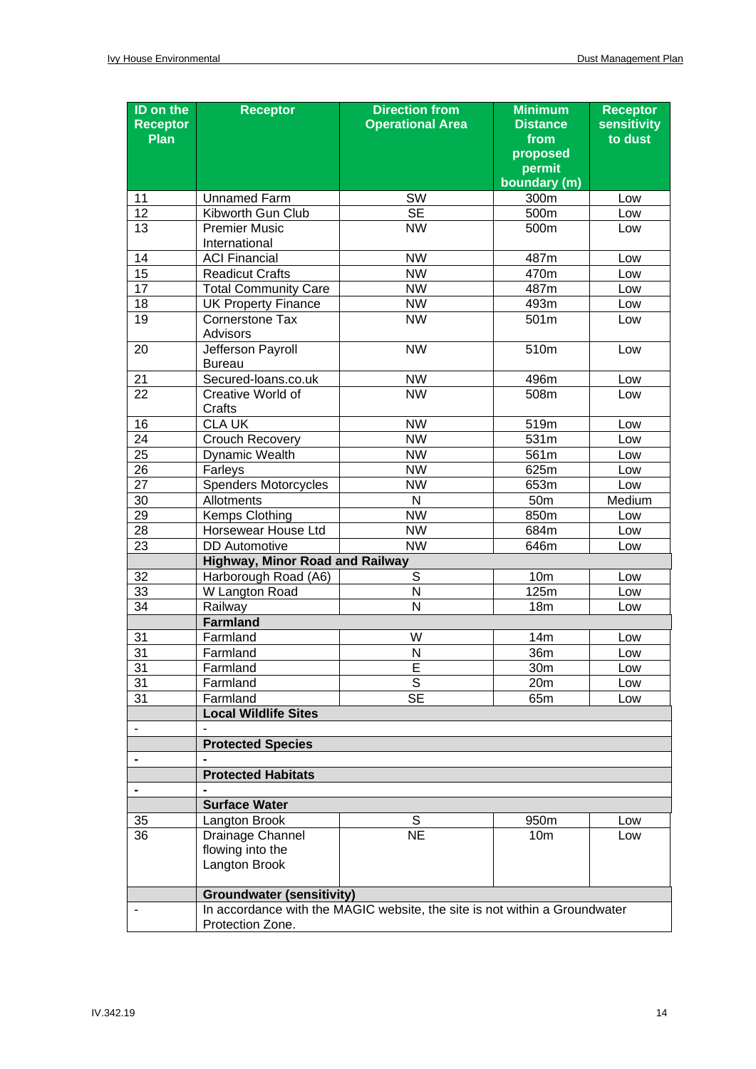| ID on the Receptor Plan | Receptor | Direction from Operational Area | Minimum Distance from proposed permit boundary (m) | Receptor sensitivity to dust |
|---|---|---|---|---|
| 11 | Unnamed Farm | SW | 300m | Low |
| 12 | Kibworth Gun Club | SE | 500m | Low |
| 13 | Premier Music International | NW | 500m | Low |
| 14 | ACI Financial | NW | 487m | Low |
| 15 | Readicut Crafts | NW | 470m | Low |
| 17 | Total Community Care | NW | 487m | Low |
| 18 | UK Property Finance | NW | 493m | Low |
| 19 | Cornerstone Tax Advisors | NW | 501m | Low |
| 20 | Jefferson Payroll Bureau | NW | 510m | Low |
| 21 | Secured-loans.co.uk | NW | 496m | Low |
| 22 | Creative World of Crafts | NW | 508m | Low |
| 16 | CLA UK | NW | 519m | Low |
| 24 | Crouch Recovery | NW | 531m | Low |
| 25 | Dynamic Wealth | NW | 561m | Low |
| 26 | Farleys | NW | 625m | Low |
| 27 | Spenders Motorcycles | NW | 653m | Low |
| 30 | Allotments | N | 50m | Medium |
| 29 | Kemps Clothing | NW | 850m | Low |
| 28 | Horsewear House Ltd | NW | 684m | Low |
| 23 | DD Automotive | NW | 646m | Low |
| | **Highway, Minor Road and Railway** | | | |
| 32 | Harborough Road (A6) | S | 10m | Low |
| 33 | W Langton Road | N | 125m | Low |
| 34 | Railway | N | 18m | Low |
| | **Farmland** | | | |
| 31 | Farmland | W | 14m | Low |
| 31 | Farmland | N | 36m | Low |
| 31 | Farmland | E | 30m | Low |
| 31 | Farmland | S | 20m | Low |
| 31 | Farmland | SE | 65m | Low |
| | **Local Wildlife Sites** | | | |
| - | - | | | |
| | **Protected Species** | | | |
| - | - | | | |
| | **Protected Habitats** | | | |
| - | - | | | |
| | **Surface Water** | | | |
| 35 | Langton Brook | S | 950m | Low |
| 36 | Drainage Channel flowing into the Langton Brook | NE | 10m | Low |
| | **Groundwater (sensitivity)** | | | |
| - | In accordance with the MAGIC website, the site is not within a Groundwater Protection Zone. | | | |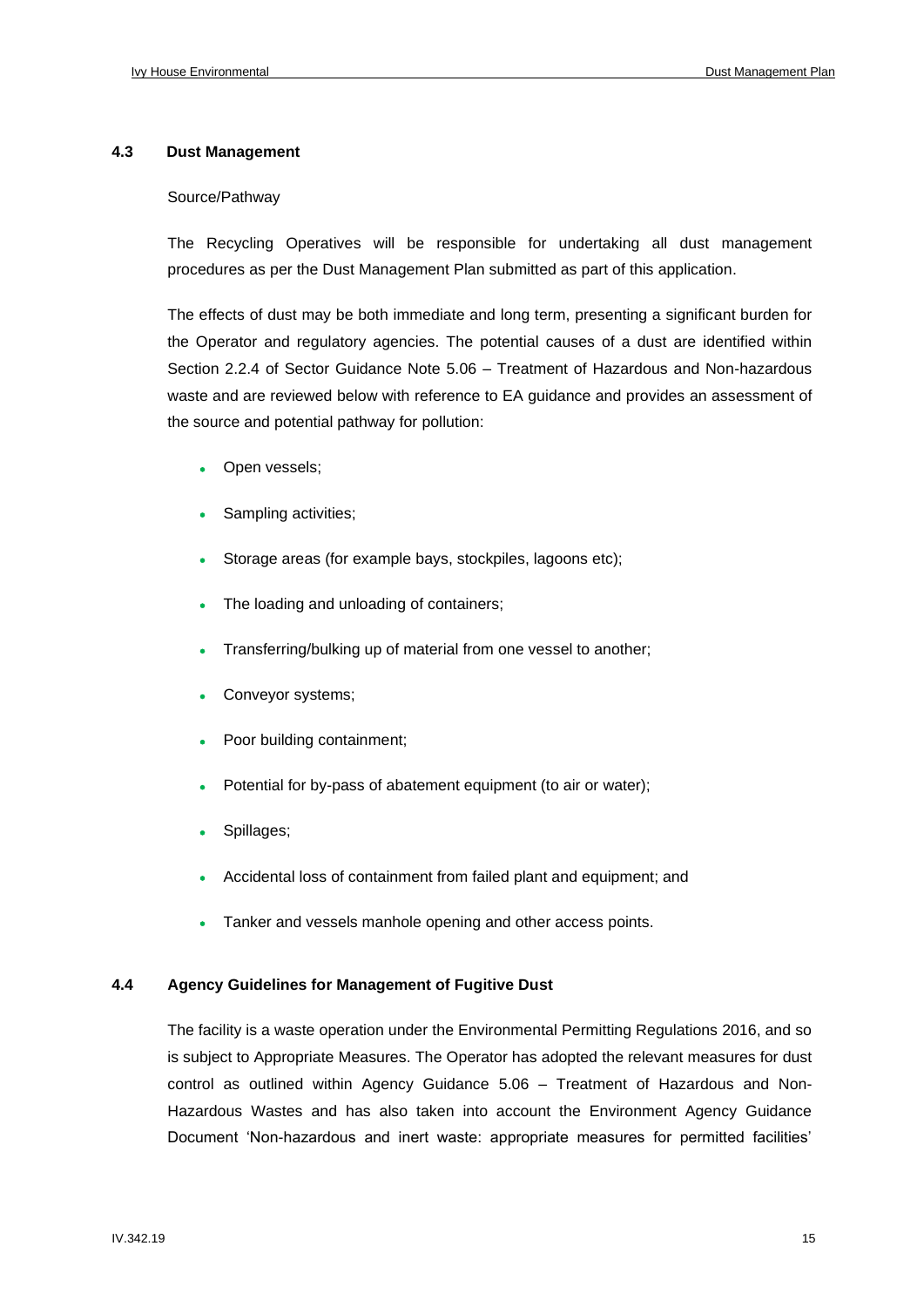### 4.3 Dust Management

Source/Pathway

The Recycling Operatives will be responsible for undertaking all dust management procedures as per the Dust Management Plan submitted as part of this application.

The effects of dust may be both immediate and long term, presenting a significant burden for the Operator and regulatory agencies. The potential causes of a dust are identified within Section 2.2.4 of Sector Guidance Note 5.06 – Treatment of Hazardous and Non-hazardous waste and are reviewed below with reference to EA guidance and provides an assessment of the source and potential pathway for pollution:

- Open vessels;
- Sampling activities;
- Storage areas (for example bays, stockpiles, lagoons etc);
- The loading and unloading of containers;
- Transferring/bulking up of material from one vessel to another;
- Conveyor systems;
- Poor building containment;
- Potential for by-pass of abatement equipment (to air or water);
- Spillages;
- Accidental loss of containment from failed plant and equipment; and
- Tanker and vessels manhole opening and other access points.

### 4.4 Agency Guidelines for Management of Fugitive Dust

The facility is a waste operation under the Environmental Permitting Regulations 2016, and so is subject to Appropriate Measures. The Operator has adopted the relevant measures for dust control as outlined within Agency Guidance 5.06 – Treatment of Hazardous and Non-Hazardous Wastes and has also taken into account the Environment Agency Guidance Document 'Non-hazardous and inert waste: appropriate measures for permitted facilities'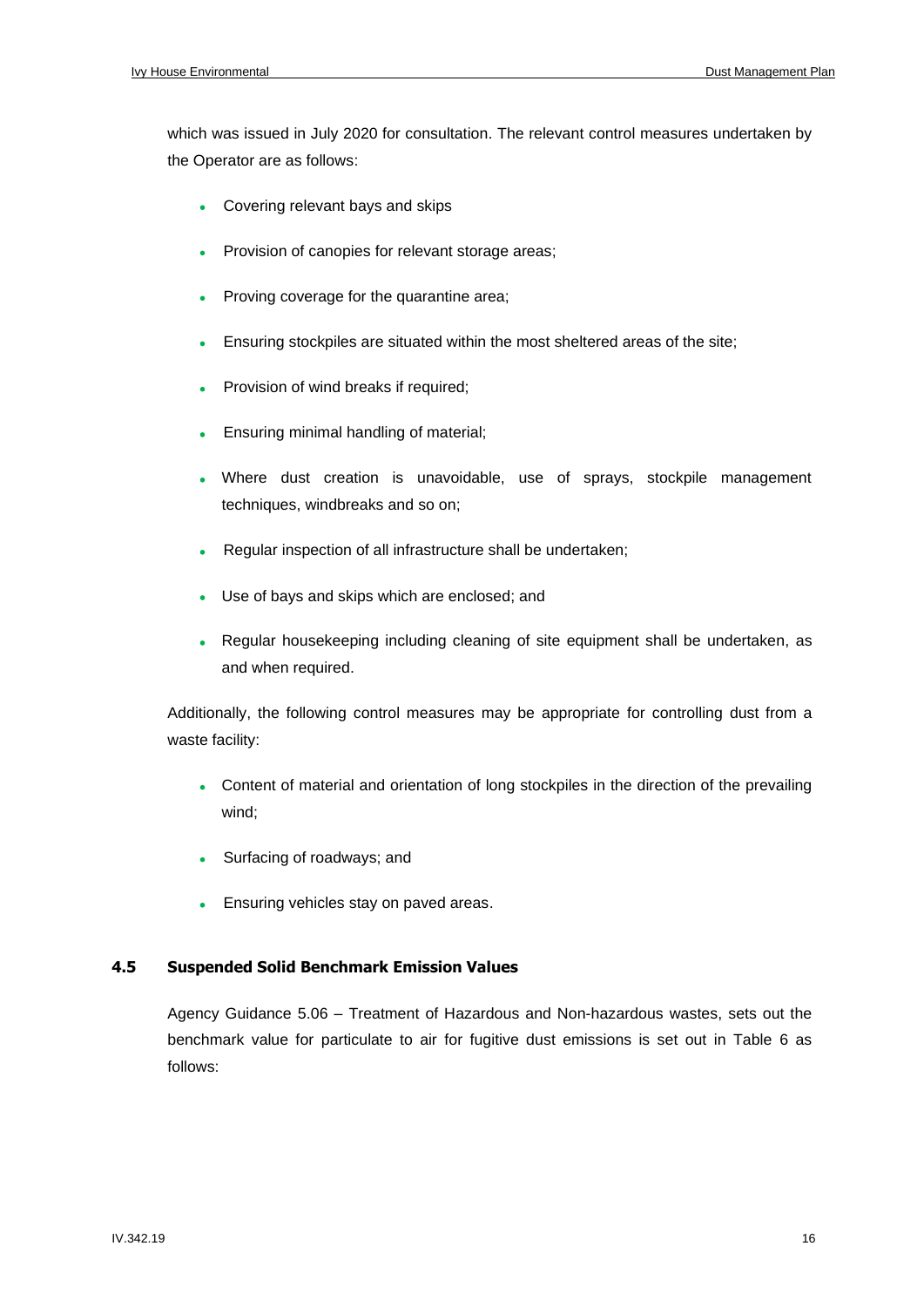which was issued in July 2020 for consultation. The relevant control measures undertaken by the Operator are as follows:

- Covering relevant bays and skips
- Provision of canopies for relevant storage areas;
- Proving coverage for the quarantine area;
- Ensuring stockpiles are situated within the most sheltered areas of the site;
- Provision of wind breaks if required;
- Ensuring minimal handling of material;
- Where dust creation is unavoidable, use of sprays, stockpile management techniques, windbreaks and so on;
- Regular inspection of all infrastructure shall be undertaken;
- Use of bays and skips which are enclosed; and
- Regular housekeeping including cleaning of site equipment shall be undertaken, as and when required.

Additionally, the following control measures may be appropriate for controlling dust from a waste facility:

- Content of material and orientation of long stockpiles in the direction of the prevailing wind;
- Surfacing of roadways; and
- Ensuring vehicles stay on paved areas.

### 4.5 Suspended Solid Benchmark Emission Values

Agency Guidance 5.06 – Treatment of Hazardous and Non-hazardous wastes, sets out the benchmark value for particulate to air for fugitive dust emissions is set out in Table 6 as follows: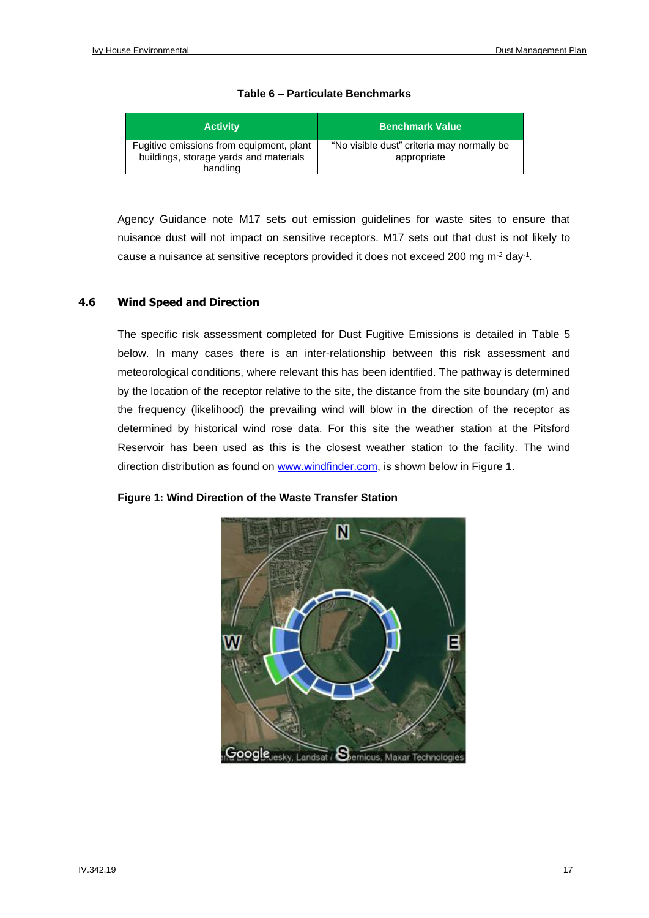**Table 6 – Particulate Benchmarks**

| Activity | Benchmark Value |
| --- | --- |
| Fugitive emissions from equipment, plant buildings, storage yards and materials handling | "No visible dust" criteria may normally be appropriate |

Agency Guidance note M17 sets out emission guidelines for waste sites to ensure that nuisance dust will not impact on sensitive receptors. M17 sets out that dust is not likely to cause a nuisance at sensitive receptors provided it does not exceed 200 mg $m^{-2}$ $day^{-1}$.

## 4.6 Wind Speed and Direction

The specific risk assessment completed for Dust Fugitive Emissions is detailed in Table 5 below. In many cases there is an inter-relationship between this risk assessment and meteorological conditions, where relevant this has been identified. The pathway is determined by the location of the receptor relative to the site, the distance from the site boundary (m) and the frequency (likelihood) the prevailing wind will blow in the direction of the receptor as determined by historical wind rose data. For this site the weather station at the Pitsford Reservoir has been used as this is the closest weather station to the facility. The wind direction distribution as found on www.windfinder.com, is shown below in Figure 1.

**Figure 1: Wind Direction of the Waste Transfer Station**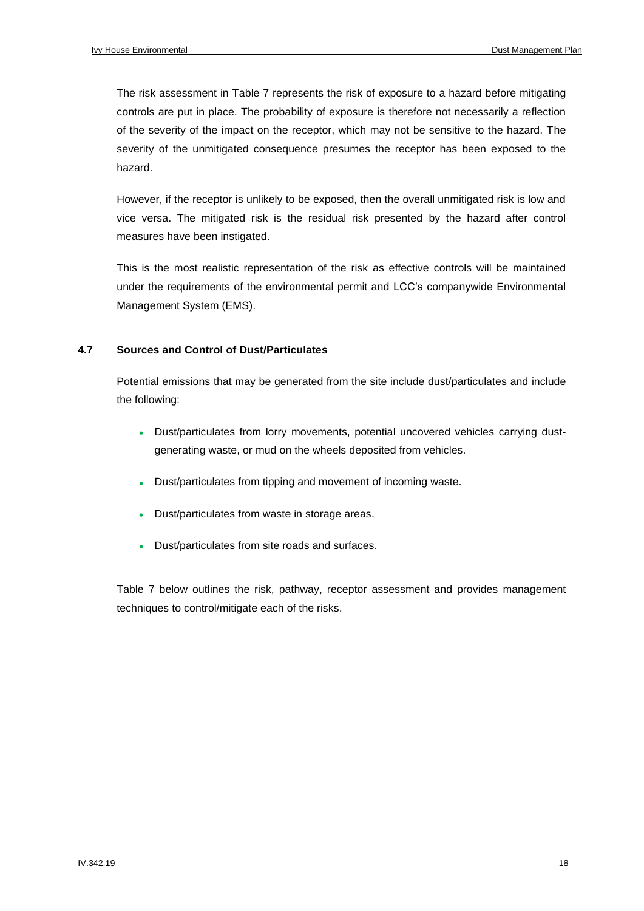The risk assessment in Table 7 represents the risk of exposure to a hazard before mitigating controls are put in place. The probability of exposure is therefore not necessarily a reflection of the severity of the impact on the receptor, which may not be sensitive to the hazard. The severity of the unmitigated consequence presumes the receptor has been exposed to the hazard.

However, if the receptor is unlikely to be exposed, then the overall unmitigated risk is low and vice versa. The mitigated risk is the residual risk presented by the hazard after control measures have been instigated.

This is the most realistic representation of the risk as effective controls will be maintained under the requirements of the environmental permit and LCC's companywide Environmental Management System (EMS).

### 4.7 Sources and Control of Dust/Particulates

Potential emissions that may be generated from the site include dust/particulates and include the following:

- Dust/particulates from lorry movements, potential uncovered vehicles carrying dust-generating waste, or mud on the wheels deposited from vehicles.
- Dust/particulates from tipping and movement of incoming waste.
- Dust/particulates from waste in storage areas.
- Dust/particulates from site roads and surfaces.

Table 7 below outlines the risk, pathway, receptor assessment and provides management techniques to control/mitigate each of the risks.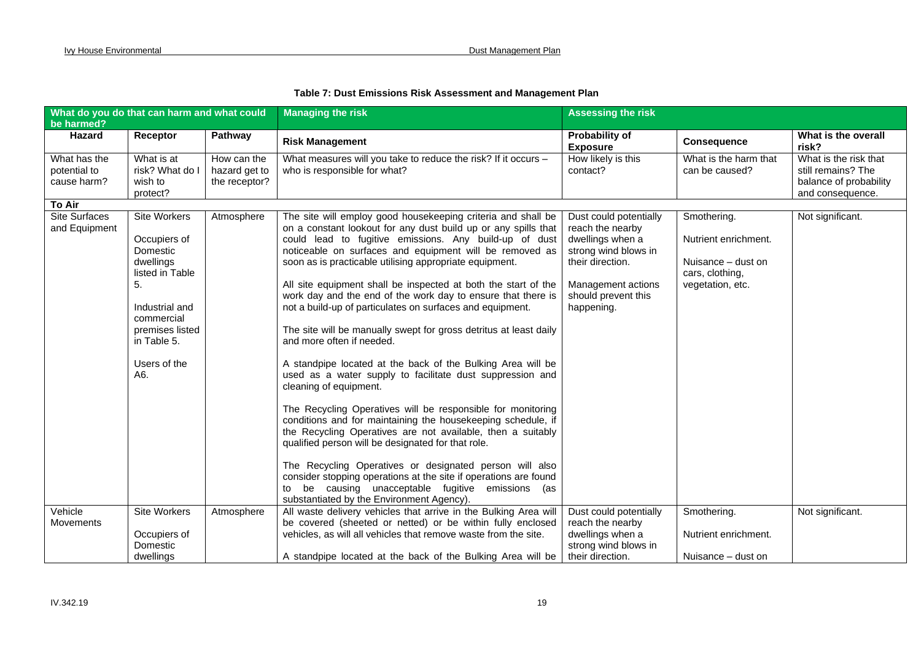**Table 7: Dust Emissions Risk Assessment and Management Plan**

| What do you do that can harm and what could be harmed? | | | Managing the risk | Assessing the risk | | |
|---|---|---|---|---|---|---|
| **Hazard** | **Receptor** | **Pathway** | **Risk Management** | **Probability of Exposure** | **Consequence** | **What is the overall risk?** |
| What has the potential to cause harm? | What is at risk? What do I wish to protect? | How can the hazard get to the receptor? | What measures will you take to reduce the risk? If it occurs – who is responsible for what? | How likely is this contact? | What is the harm that can be caused? | What is the risk that still remains? The balance of probability and consequence. |
| **To Air** | | | | | | |
| Site Surfaces and Equipment | Site Workers<br><br>Occupiers of Domestic dwellings listed in Table 5.<br><br>Industrial and commercial premises listed in Table 5.<br><br>Users of the A6. | Atmosphere | The site will employ good housekeeping criteria and shall be on a constant lookout for any dust build up or any spills that could lead to fugitive emissions. Any build-up of dust noticeable on surfaces and equipment will be removed as soon as is practicable utilising appropriate equipment.<br><br>All site equipment shall be inspected at both the start of the work day and the end of the work day to ensure that there is not a build-up of particulates on surfaces and equipment.<br><br>The site will be manually swept for gross detritus at least daily and more often if needed.<br><br>A standpipe located at the back of the Bulking Area will be used as a water supply to facilitate dust suppression and cleaning of equipment.<br><br>The Recycling Operatives will be responsible for monitoring conditions and for maintaining the housekeeping schedule, if the Recycling Operatives are not available, then a suitably qualified person will be designated for that role.<br><br>The Recycling Operatives or designated person will also consider stopping operations at the site if operations are found to be causing unacceptable fugitive emissions (as substantiated by the Environment Agency). | Dust could potentially reach the nearby dwellings when a strong wind blows in their direction.<br><br>Management actions should prevent this happening. | Smothering.<br><br>Nutrient enrichment.<br><br>Nuisance – dust on cars, clothing, vegetation, etc. | Not significant. |
| Vehicle Movements | Site Workers<br><br>Occupiers of Domestic dwellings | Atmosphere | All waste delivery vehicles that arrive in the Bulking Area will be covered (sheeted or netted) or be within fully enclosed vehicles, as will all vehicles that remove waste from the site.<br><br>A standpipe located at the back of the Bulking Area will be | Dust could potentially reach the nearby dwellings when a strong wind blows in their direction. | Smothering.<br><br>Nutrient enrichment.<br><br>Nuisance – dust on | Not significant. |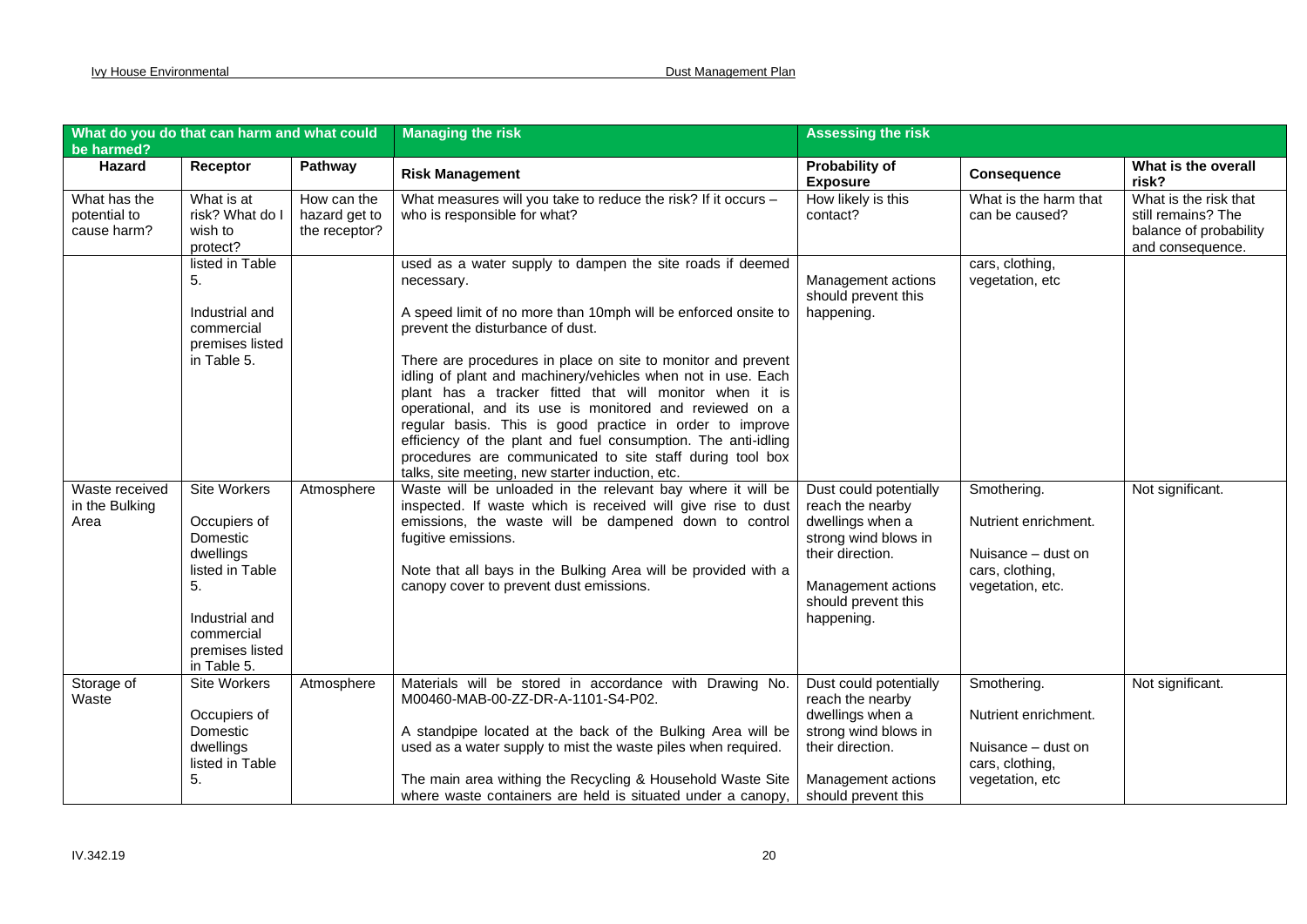| What do you do that can harm and what could be harmed? | | | Managing the risk | Assessing the risk | | |
|---|---|---|---|---|---|---|
| **Hazard** | **Receptor** | **Pathway** | **Risk Management** | **Probability of Exposure** | **Consequence** | **What is the overall risk?** |
| What has the potential to cause harm? | What is at risk? What do I wish to protect? | How can the hazard get to the receptor? | What measures will you take to reduce the risk? If it occurs – who is responsible for what? | How likely is this contact? | What is the harm that can be caused? | What is the risk that still remains? The balance of probability and consequence. |
| | listed in Table 5.<br><br>Industrial and commercial premises listed in Table 5. | | used as a water supply to dampen the site roads if deemed necessary.<br><br>A speed limit of no more than 10mph will be enforced onsite to prevent the disturbance of dust.<br><br>There are procedures in place on site to monitor and prevent idling of plant and machinery/vehicles when not in use. Each plant has a tracker fitted that will monitor when it is operational, and its use is monitored and reviewed on a regular basis. This is good practice in order to improve efficiency of the plant and fuel consumption. The anti-idling procedures are communicated to site staff during tool box talks, site meeting, new starter induction, etc. | Management actions should prevent this happening. | cars, clothing, vegetation, etc | |
| Waste received in the Bulking Area | Site Workers<br><br>Occupiers of Domestic dwellings listed in Table 5.<br><br>Industrial and commercial premises listed in Table 5. | Atmosphere | Waste will be unloaded in the relevant bay where it will be inspected. If waste which is received will give rise to dust emissions, the waste will be dampened down to control fugitive emissions.<br><br>Note that all bays in the Bulking Area will be provided with a canopy cover to prevent dust emissions. | Dust could potentially reach the nearby dwellings when a strong wind blows in their direction.<br><br>Management actions should prevent this happening. | Smothering.<br><br>Nutrient enrichment.<br><br>Nuisance – dust on cars, clothing, vegetation, etc. | Not significant. |
| Storage of Waste | Site Workers<br><br>Occupiers of Domestic dwellings listed in Table 5. | Atmosphere | Materials will be stored in accordance with Drawing No. M00460-MAB-00-ZZ-DR-A-1101-S4-P02.<br><br>A standpipe located at the back of the Bulking Area will be used as a water supply to mist the waste piles when required.<br><br>The main area withing the Recycling & Household Waste Site where waste containers are held is situated under a canopy, | Dust could potentially reach the nearby dwellings when a strong wind blows in their direction.<br><br>Management actions should prevent this | Smothering.<br><br>Nutrient enrichment.<br><br>Nuisance – dust on cars, clothing, vegetation, etc | Not significant. |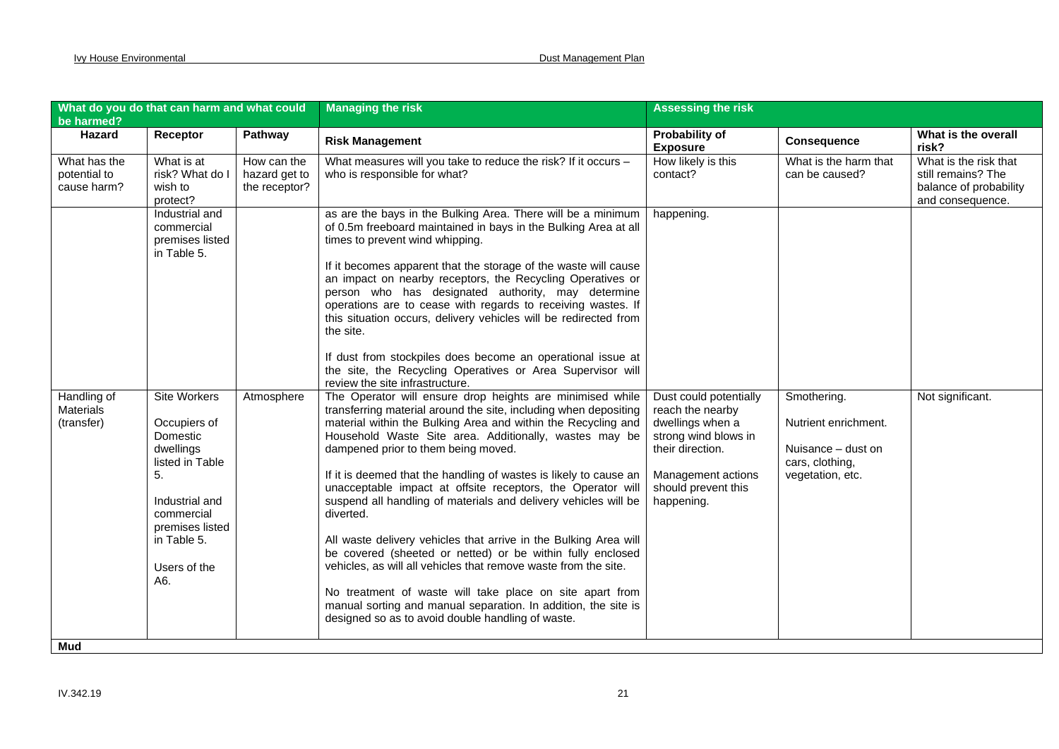| What do you do that can harm and what could be harmed? | | | Managing the risk | Assessing the risk | | |
|---|---|---|---|---|---|---|
| **Hazard** | **Receptor** | **Pathway** | **Risk Management** | **Probability of Exposure** | **Consequence** | **What is the overall risk?** |
| What has the potential to cause harm? | What is at risk? What do I wish to protect? | How can the hazard get to the receptor? | What measures will you take to reduce the risk? If it occurs – who is responsible for what? | How likely is this contact? | What is the harm that can be caused? | What is the risk that still remains? The balance of probability and consequence. |
| | Industrial and commercial premises listed in Table 5. | | as are the bays in the Bulking Area. There will be a minimum of 0.5m freeboard maintained in bays in the Bulking Area at all times to prevent wind whipping.<br><br>If it becomes apparent that the storage of the waste will cause an impact on nearby receptors, the Recycling Operatives or person who has designated authority, may determine operations are to cease with regards to receiving wastes. If this situation occurs, delivery vehicles will be redirected from the site.<br><br>If dust from stockpiles does become an operational issue at the site, the Recycling Operatives or Area Supervisor will review the site infrastructure. | happening. | | |
| Handling of Materials (transfer) | Site Workers<br><br>Occupiers of Domestic dwellings listed in Table 5.<br><br>Industrial and commercial premises listed in Table 5.<br><br>Users of the A6. | Atmosphere | The Operator will ensure drop heights are minimised while transferring material around the site, including when depositing material within the Bulking Area and within the Recycling and Household Waste Site area. Additionally, wastes may be dampened prior to them being moved.<br><br>If it is deemed that the handling of wastes is likely to cause an unacceptable impact at offsite receptors, the Operator will suspend all handling of materials and delivery vehicles will be diverted.<br><br>All waste delivery vehicles that arrive in the Bulking Area will be covered (sheeted or netted) or be within fully enclosed vehicles, as will all vehicles that remove waste from the site.<br><br>No treatment of waste will take place on site apart from manual sorting and manual separation. In addition, the site is designed so as to avoid double handling of waste. | Dust could potentially reach the nearby dwellings when a strong wind blows in their direction.<br><br>Management actions should prevent this happening. | Smothering.<br><br>Nutrient enrichment.<br><br>Nuisance – dust on cars, clothing, vegetation, etc. | Not significant. |
| **Mud** | | | | | | |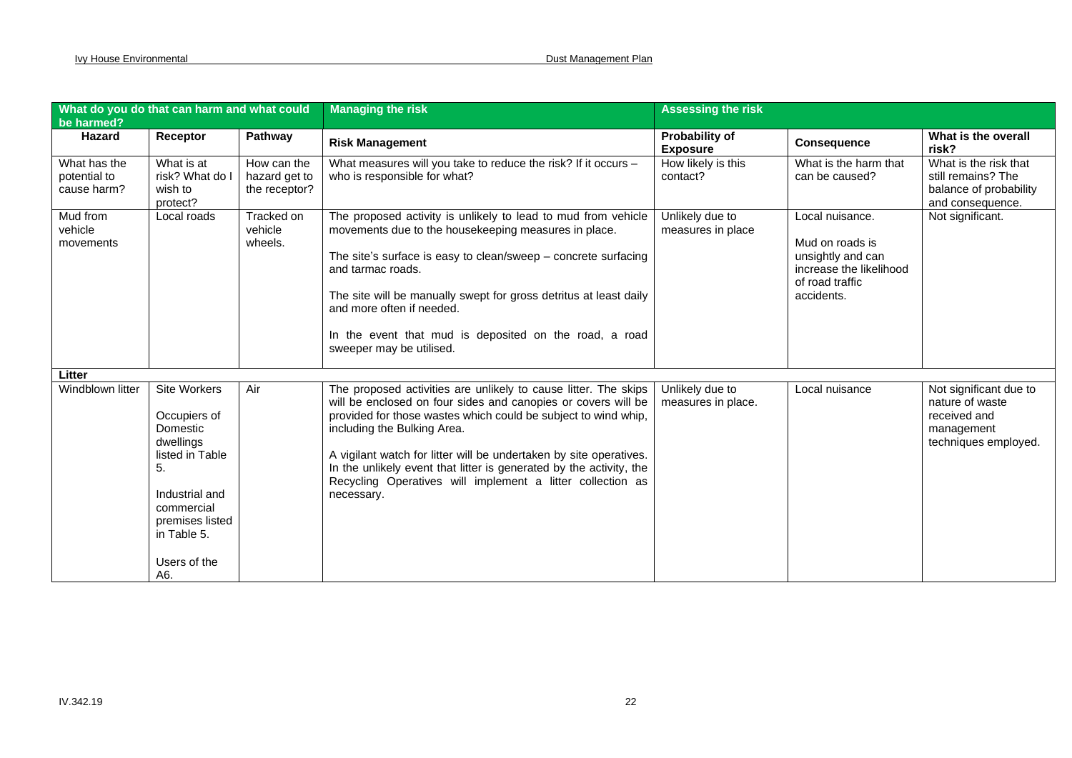| What do you do that can harm and what could be harmed? | | | Managing the risk | Assessing the risk | | |
|---|---|---|---|---|---|---|
| **Hazard** | **Receptor** | **Pathway** | **Risk Management** | **Probability of Exposure** | **Consequence** | **What is the overall risk?** |
| What has the potential to cause harm? | What is at risk? What do I wish to protect? | How can the hazard get to the receptor? | What measures will you take to reduce the risk? If it occurs – who is responsible for what? | How likely is this contact? | What is the harm that can be caused? | What is the risk that still remains? The balance of probability and consequence. |
| Mud from vehicle movements | Local roads | Tracked on vehicle wheels. | The proposed activity is unlikely to lead to mud from vehicle movements due to the housekeeping measures in place.<br><br>The site's surface is easy to clean/sweep – concrete surfacing and tarmac roads.<br><br>The site will be manually swept for gross detritus at least daily and more often if needed.<br><br>In the event that mud is deposited on the road, a road sweeper may be utilised. | Unlikely due to measures in place | Local nuisance.<br><br>Mud on roads is unsightly and can increase the likelihood of road traffic accidents. | Not significant. |
| **Litter** | | | | | | |
| Windblown litter | Site Workers<br><br>Occupiers of Domestic dwellings listed in Table 5.<br><br>Industrial and commercial premises listed in Table 5.<br><br>Users of the A6. | Air | The proposed activities are unlikely to cause litter. The skips will be enclosed on four sides and canopies or covers will be provided for those wastes which could be subject to wind whip, including the Bulking Area.<br><br>A vigilant watch for litter will be undertaken by site operatives. In the unlikely event that litter is generated by the activity, the Recycling Operatives will implement a litter collection as necessary. | Unlikely due to measures in place. | Local nuisance | Not significant due to nature of waste received and management techniques employed. |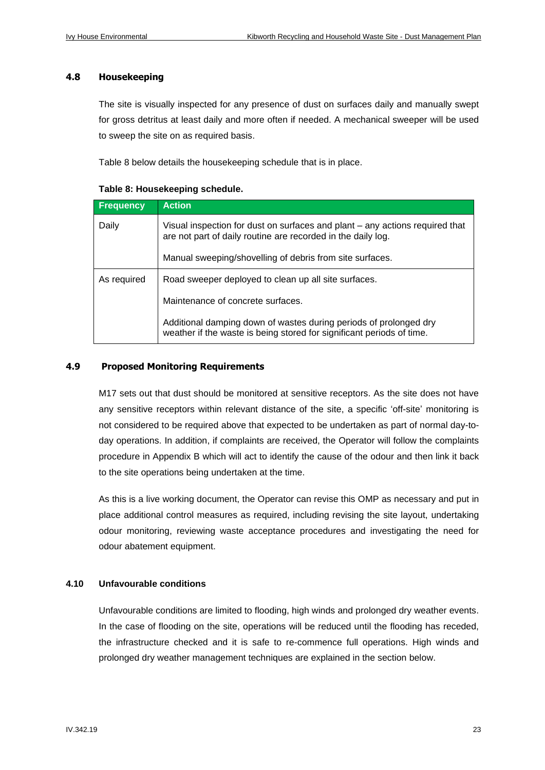## 4.8 Housekeeping

The site is visually inspected for any presence of dust on surfaces daily and manually swept for gross detritus at least daily and more often if needed. A mechanical sweeper will be used to sweep the site on as required basis.

Table 8 below details the housekeeping schedule that is in place.

**Table 8: Housekeeping schedule.**

| Frequency | Action |
|---|---|
| Daily | Visual inspection for dust on surfaces and plant – any actions required that are not part of daily routine are recorded in the daily log.<br><br>Manual sweeping/shovelling of debris from site surfaces. |
| As required | Road sweeper deployed to clean up all site surfaces.<br><br>Maintenance of concrete surfaces.<br><br>Additional damping down of wastes during periods of prolonged dry weather if the waste is being stored for significant periods of time. |

## 4.9 Proposed Monitoring Requirements

M17 sets out that dust should be monitored at sensitive receptors. As the site does not have any sensitive receptors within relevant distance of the site, a specific 'off-site' monitoring is not considered to be required above that expected to be undertaken as part of normal day-to-day operations. In addition, if complaints are received, the Operator will follow the complaints procedure in Appendix B which will act to identify the cause of the odour and then link it back to the site operations being undertaken at the time.

As this is a live working document, the Operator can revise this OMP as necessary and put in place additional control measures as required, including revising the site layout, undertaking odour monitoring, reviewing waste acceptance procedures and investigating the need for odour abatement equipment.

## 4.10 Unfavourable conditions

Unfavourable conditions are limited to flooding, high winds and prolonged dry weather events. In the case of flooding on the site, operations will be reduced until the flooding has receded, the infrastructure checked and it is safe to re-commence full operations. High winds and prolonged dry weather management techniques are explained in the section below.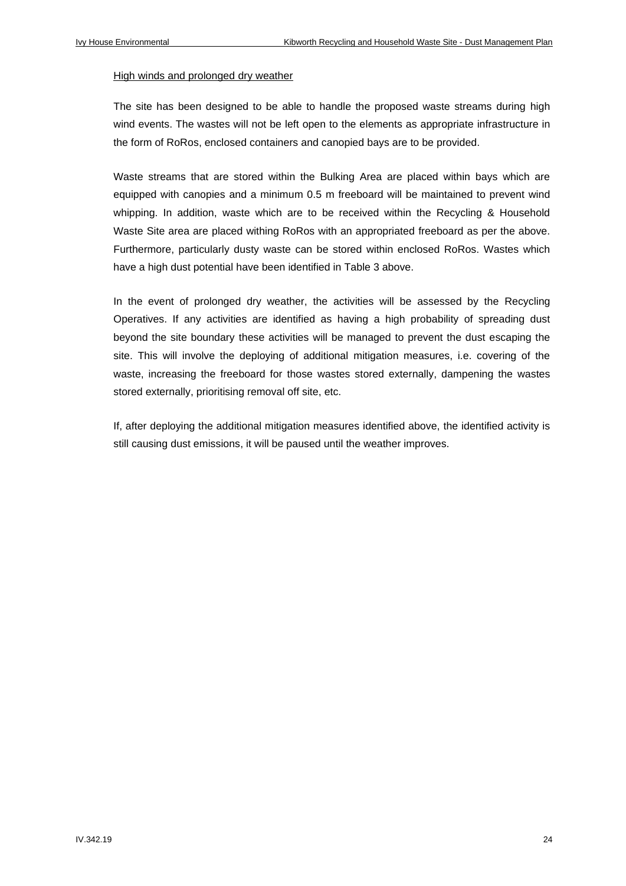<u>High winds and prolonged dry weather</u>

The site has been designed to be able to handle the proposed waste streams during high wind events. The wastes will not be left open to the elements as appropriate infrastructure in the form of RoRos, enclosed containers and canopied bays are to be provided.

Waste streams that are stored within the Bulking Area are placed within bays which are equipped with canopies and a minimum 0.5 m freeboard will be maintained to prevent wind whipping. In addition, waste which are to be received within the Recycling & Household Waste Site area are placed withing RoRos with an appropriated freeboard as per the above. Furthermore, particularly dusty waste can be stored within enclosed RoRos. Wastes which have a high dust potential have been identified in Table 3 above.

In the event of prolonged dry weather, the activities will be assessed by the Recycling Operatives. If any activities are identified as having a high probability of spreading dust beyond the site boundary these activities will be managed to prevent the dust escaping the site. This will involve the deploying of additional mitigation measures, i.e. covering of the waste, increasing the freeboard for those wastes stored externally, dampening the wastes stored externally, prioritising removal off site, etc.

If, after deploying the additional mitigation measures identified above, the identified activity is still causing dust emissions, it will be paused until the weather improves.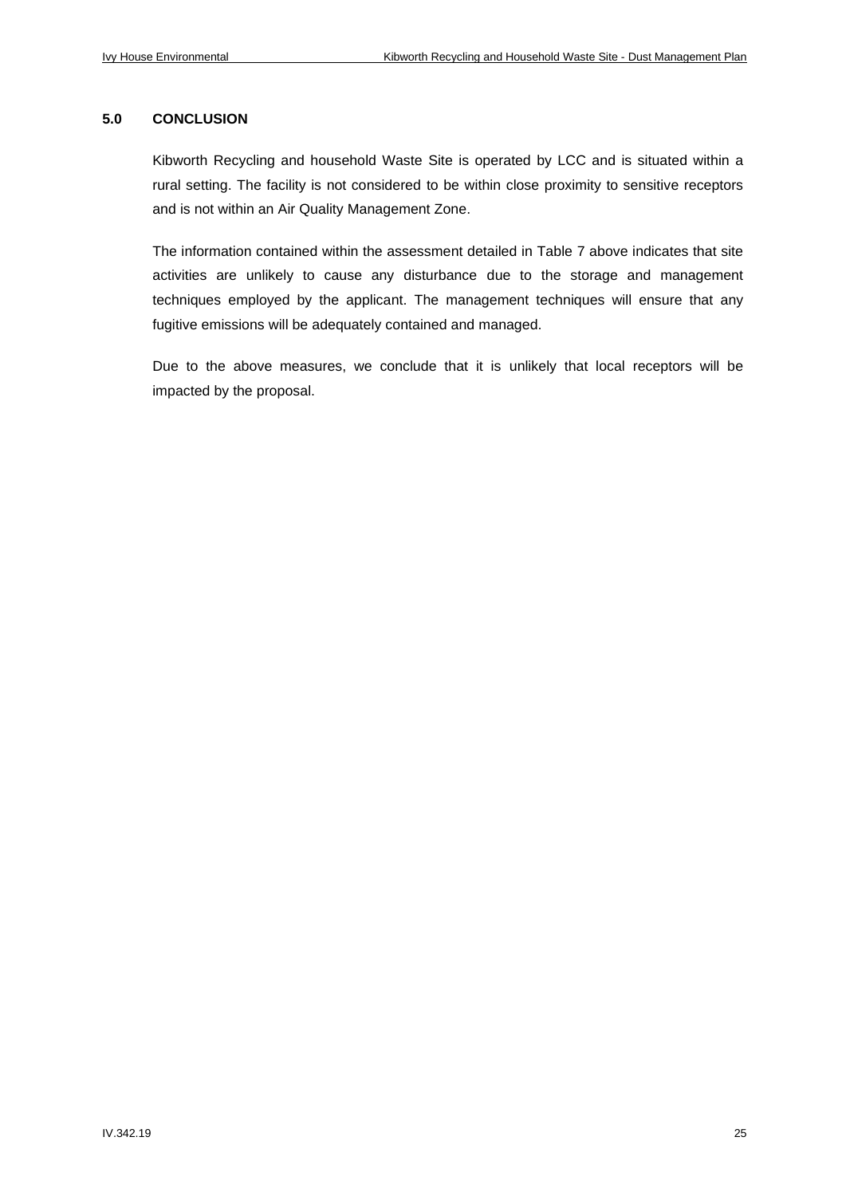## 5.0 CONCLUSION

Kibworth Recycling and household Waste Site is operated by LCC and is situated within a rural setting. The facility is not considered to be within close proximity to sensitive receptors and is not within an Air Quality Management Zone.

The information contained within the assessment detailed in Table 7 above indicates that site activities are unlikely to cause any disturbance due to the storage and management techniques employed by the applicant. The management techniques will ensure that any fugitive emissions will be adequately contained and managed.

Due to the above measures, we conclude that it is unlikely that local receptors will be impacted by the proposal.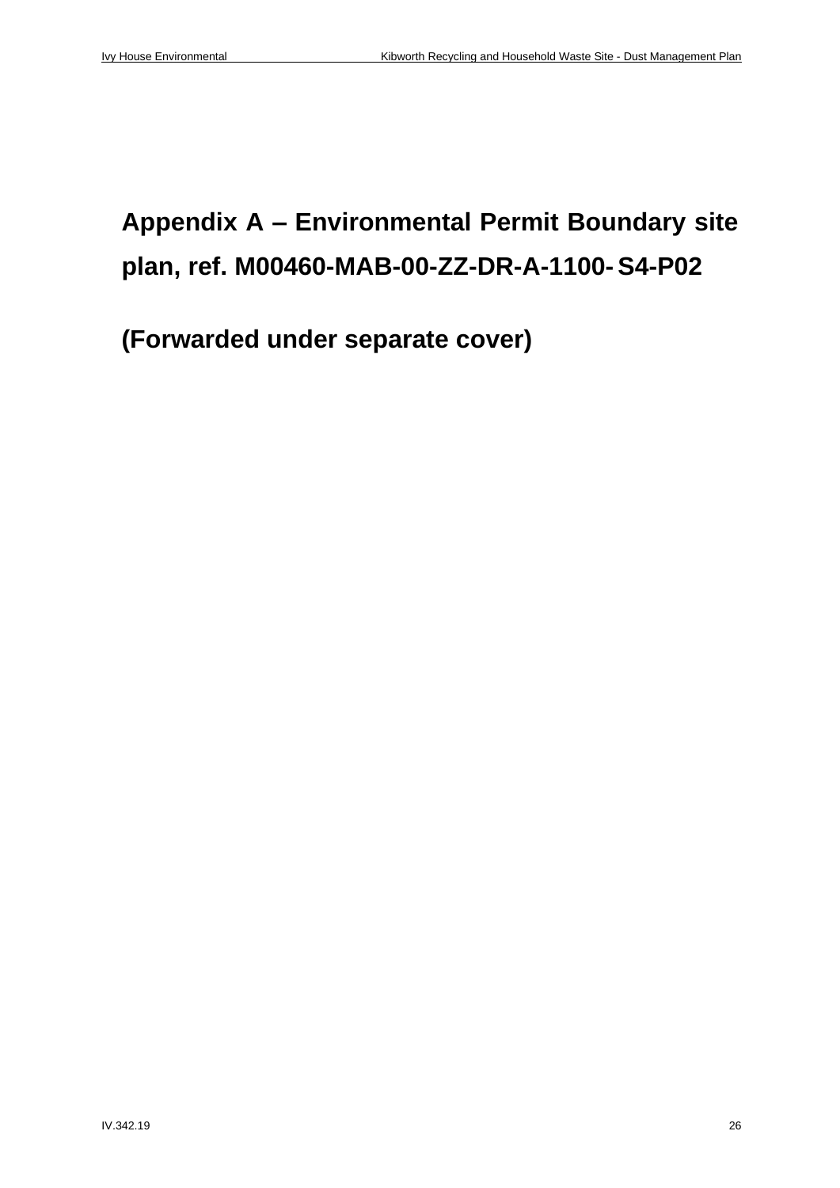# Appendix A – Environmental Permit Boundary site plan, ref. M00460-MAB-00-ZZ-DR-A-1100- S4-P02

**(Forwarded under separate cover)**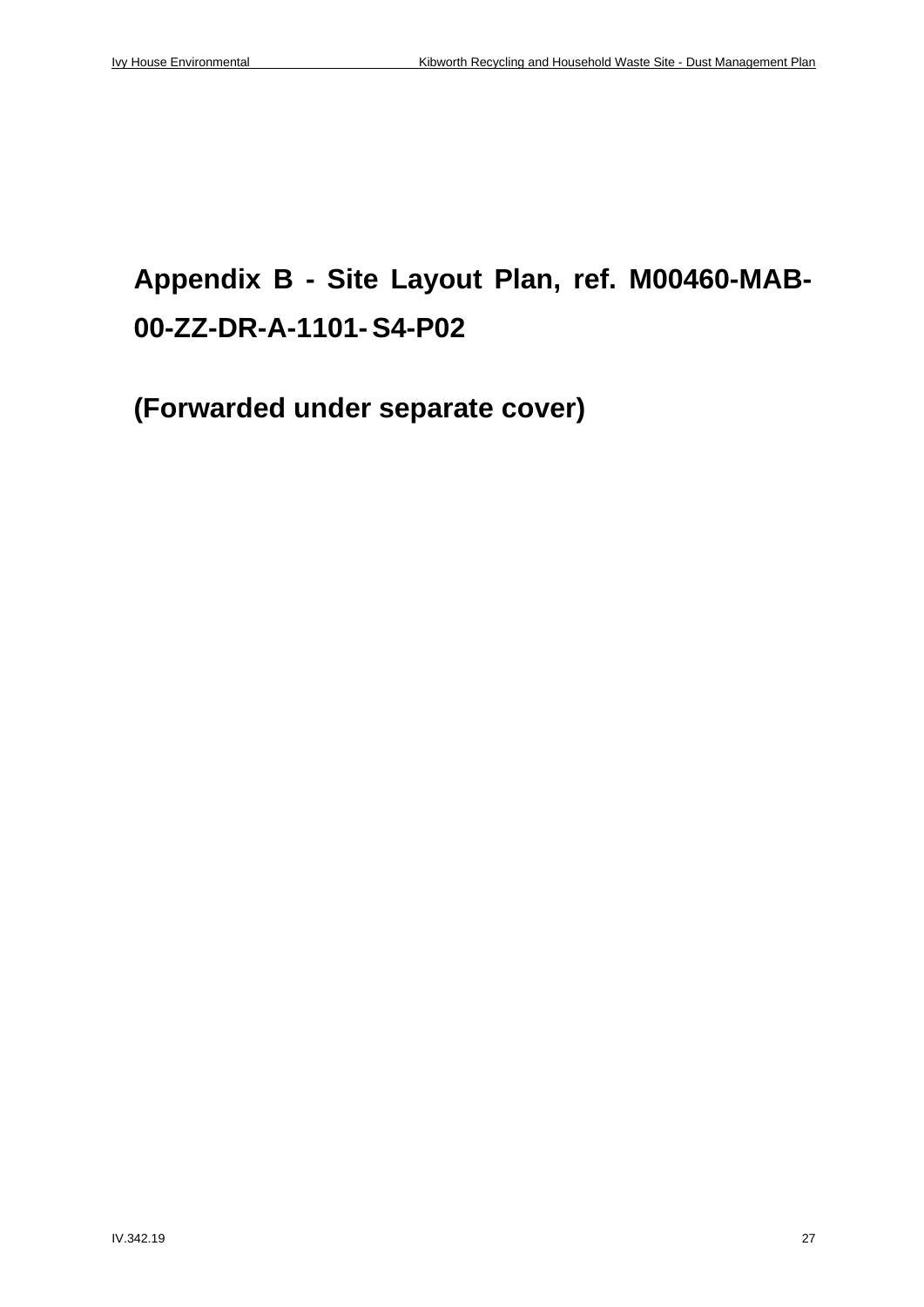# Appendix B - Site Layout Plan, ref. M00460-MAB-00-ZZ-DR-A-1101- S4-P02

**(Forwarded under separate cover)**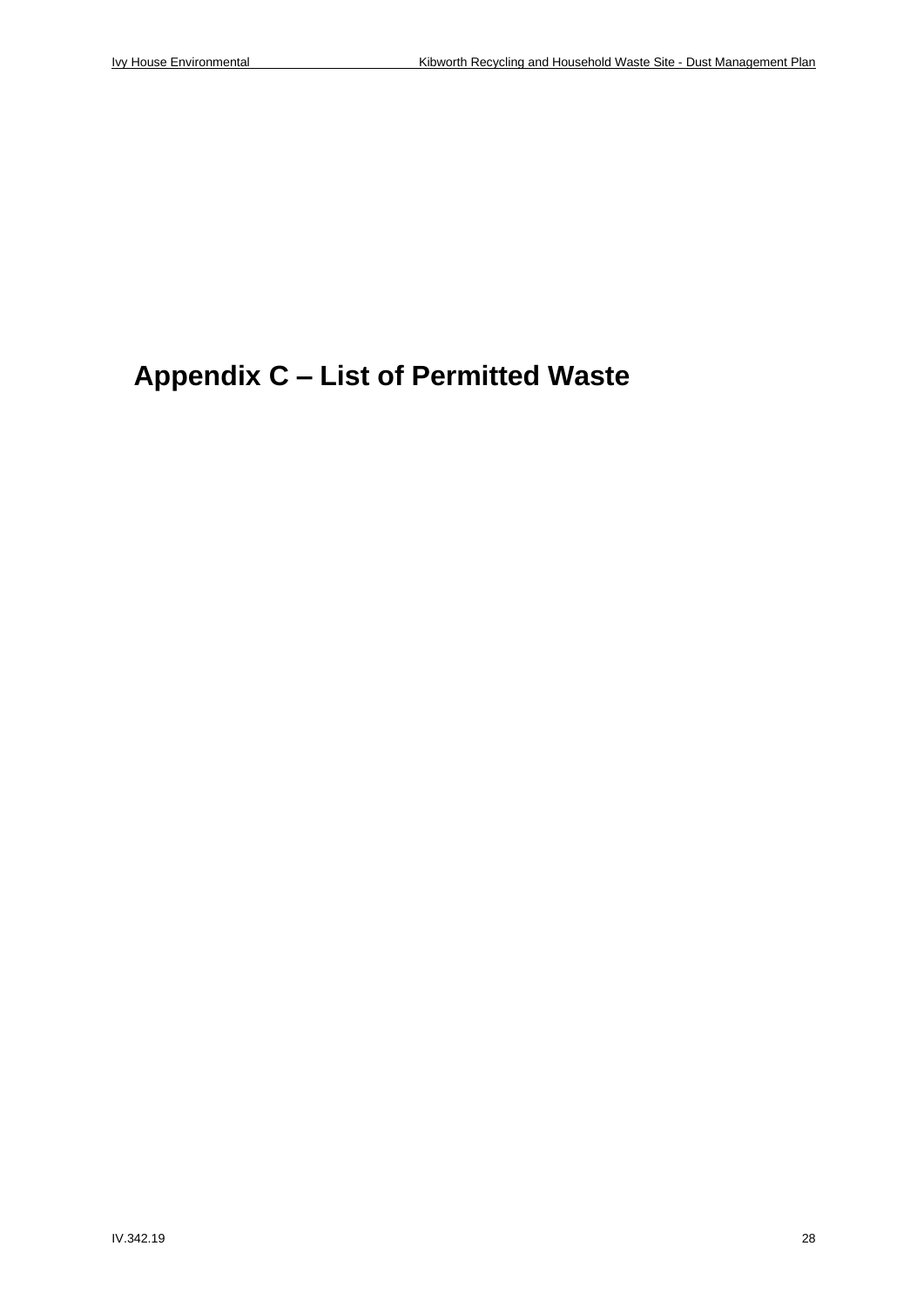# Appendix C – List of Permitted Waste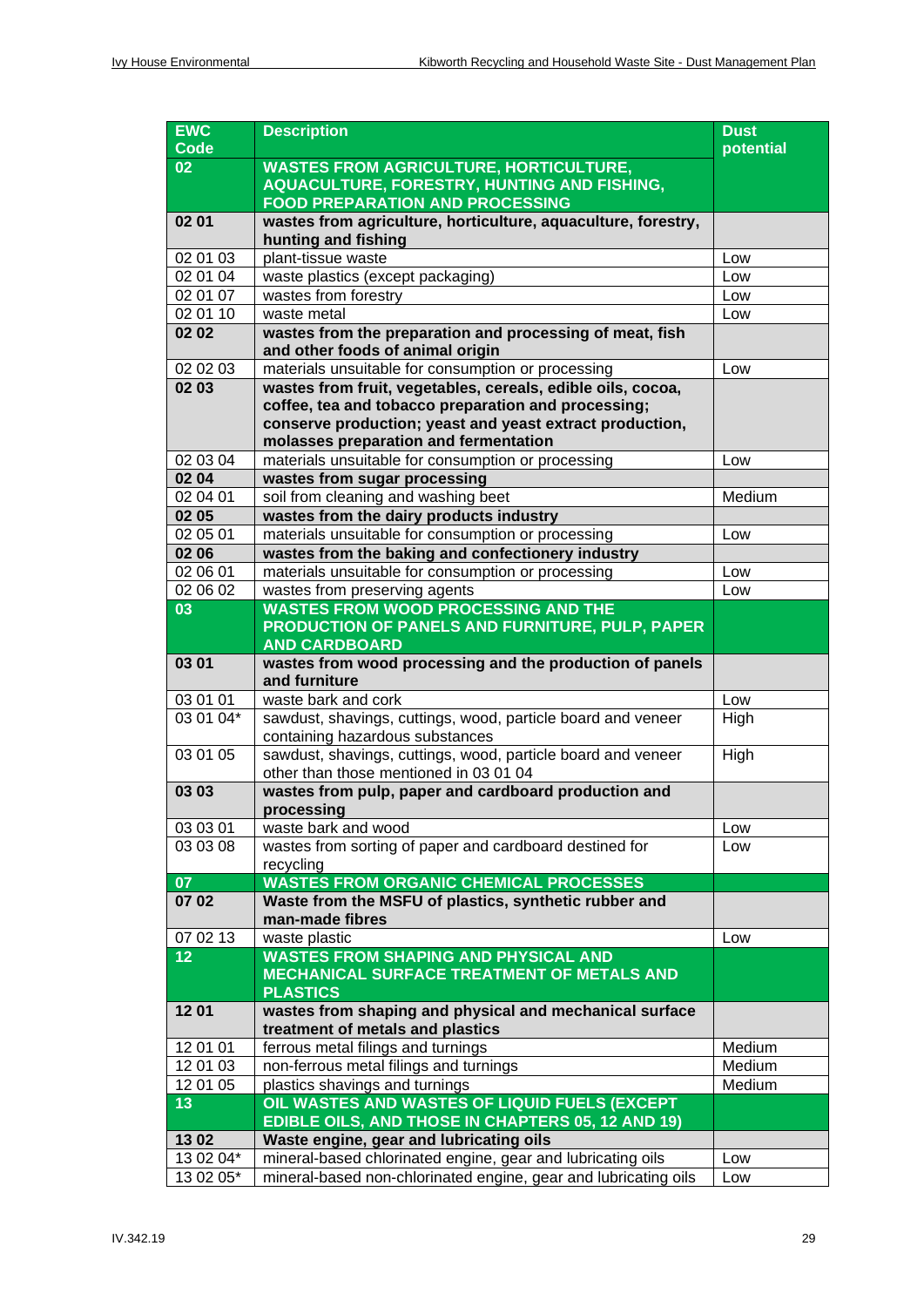| EWC Code | Description | Dust potential |
|---|---|---|
| **02** | **WASTES FROM AGRICULTURE, HORTICULTURE, AQUACULTURE, FORESTRY, HUNTING AND FISHING, FOOD PREPARATION AND PROCESSING** | |
| **02 01** | **wastes from agriculture, horticulture, aquaculture, forestry, hunting and fishing** | |
| 02 01 03 | plant-tissue waste | Low |
| 02 01 04 | waste plastics (except packaging) | Low |
| 02 01 07 | wastes from forestry | Low |
| 02 01 10 | waste metal | Low |
| **02 02** | **wastes from the preparation and processing of meat, fish and other foods of animal origin** | |
| 02 02 03 | materials unsuitable for consumption or processing | Low |
| **02 03** | **wastes from fruit, vegetables, cereals, edible oils, cocoa, coffee, tea and tobacco preparation and processing; conserve production; yeast and yeast extract production, molasses preparation and fermentation** | |
| 02 03 04 | materials unsuitable for consumption or processing | Low |
| **02 04** | **wastes from sugar processing** | |
| 02 04 01 | soil from cleaning and washing beet | Medium |
| **02 05** | **wastes from the dairy products industry** | |
| 02 05 01 | materials unsuitable for consumption or processing | Low |
| **02 06** | **wastes from the baking and confectionery industry** | |
| 02 06 01 | materials unsuitable for consumption or processing | Low |
| 02 06 02 | wastes from preserving agents | Low |
| **03** | **WASTES FROM WOOD PROCESSING AND THE PRODUCTION OF PANELS AND FURNITURE, PULP, PAPER AND CARDBOARD** | |
| **03 01** | **wastes from wood processing and the production of panels and furniture** | |
| 03 01 01 | waste bark and cork | Low |
| 03 01 04* | sawdust, shavings, cuttings, wood, particle board and veneer containing hazardous substances | High |
| 03 01 05 | sawdust, shavings, cuttings, wood, particle board and veneer other than those mentioned in 03 01 04 | High |
| **03 03** | **wastes from pulp, paper and cardboard production and processing** | |
| 03 03 01 | waste bark and wood | Low |
| 03 03 08 | wastes from sorting of paper and cardboard destined for recycling | Low |
| **07** | **WASTES FROM ORGANIC CHEMICAL PROCESSES** | |
| **07 02** | **Waste from the MSFU of plastics, synthetic rubber and man-made fibres** | |
| 07 02 13 | waste plastic | Low |
| **12** | **WASTES FROM SHAPING AND PHYSICAL AND MECHANICAL SURFACE TREATMENT OF METALS AND PLASTICS** | |
| **12 01** | **wastes from shaping and physical and mechanical surface treatment of metals and plastics** | |
| 12 01 01 | ferrous metal filings and turnings | Medium |
| 12 01 03 | non-ferrous metal filings and turnings | Medium |
| 12 01 05 | plastics shavings and turnings | Medium |
| **13** | **OIL WASTES AND WASTES OF LIQUID FUELS (EXCEPT EDIBLE OILS, AND THOSE IN CHAPTERS 05, 12 AND 19)** | |
| **13 02** | **Waste engine, gear and lubricating oils** | |
| 13 02 04* | mineral-based chlorinated engine, gear and lubricating oils | Low |
| 13 02 05* | mineral-based non-chlorinated engine, gear and lubricating oils | Low |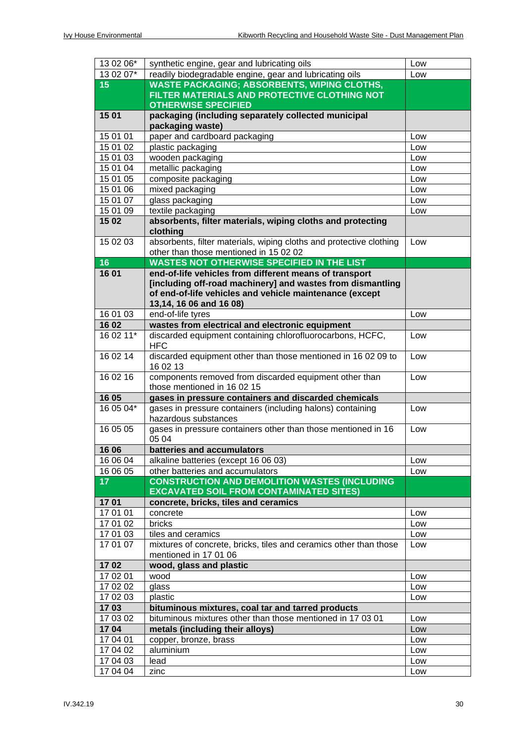| | | |
|---|---|---|
| 13 02 06* | synthetic engine, gear and lubricating oils | Low |
| 13 02 07* | readily biodegradable engine, gear and lubricating oils | Low |
| **15** | **WASTE PACKAGING; ABSORBENTS, WIPING CLOTHS, FILTER MATERIALS AND PROTECTIVE CLOTHING NOT OTHERWISE SPECIFIED** | |
| **15 01** | **packaging (including separately collected municipal packaging waste)** | |
| 15 01 01 | paper and cardboard packaging | Low |
| 15 01 02 | plastic packaging | Low |
| 15 01 03 | wooden packaging | Low |
| 15 01 04 | metallic packaging | Low |
| 15 01 05 | composite packaging | Low |
| 15 01 06 | mixed packaging | Low |
| 15 01 07 | glass packaging | Low |
| 15 01 09 | textile packaging | Low |
| **15 02** | **absorbents, filter materials, wiping cloths and protecting clothing** | |
| 15 02 03 | absorbents, filter materials, wiping cloths and protective clothing other than those mentioned in 15 02 02 | Low |
| **16** | **WASTES NOT OTHERWISE SPECIFIED IN THE LIST** | |
| **16 01** | **end-of-life vehicles from different means of transport [including off-road machinery] and wastes from dismantling of end-of-life vehicles and vehicle maintenance (except 13,14, 16 06 and 16 08)** | |
| 16 01 03 | end-of-life tyres | Low |
| **16 02** | **wastes from electrical and electronic equipment** | |
| 16 02 11* | discarded equipment containing chlorofluorocarbons, HCFC, HFC | Low |
| 16 02 14 | discarded equipment other than those mentioned in 16 02 09 to 16 02 13 | Low |
| 16 02 16 | components removed from discarded equipment other than those mentioned in 16 02 15 | Low |
| **16 05** | **gases in pressure containers and discarded chemicals** | |
| 16 05 04* | gases in pressure containers (including halons) containing hazardous substances | Low |
| 16 05 05 | gases in pressure containers other than those mentioned in 16 05 04 | Low |
| **16 06** | **batteries and accumulators** | |
| 16 06 04 | alkaline batteries (except 16 06 03) | Low |
| 16 06 05 | other batteries and accumulators | Low |
| **17** | **CONSTRUCTION AND DEMOLITION WASTES (INCLUDING EXCAVATED SOIL FROM CONTAMINATED SITES)** | |
| **17 01** | **concrete, bricks, tiles and ceramics** | |
| 17 01 01 | concrete | Low |
| 17 01 02 | bricks | Low |
| 17 01 03 | tiles and ceramics | Low |
| 17 01 07 | mixtures of concrete, bricks, tiles and ceramics other than those mentioned in 17 01 06 | Low |
| **17 02** | **wood, glass and plastic** | |
| 17 02 01 | wood | Low |
| 17 02 02 | glass | Low |
| 17 02 03 | plastic | Low |
| **17 03** | **bituminous mixtures, coal tar and tarred products** | |
| 17 03 02 | bituminous mixtures other than those mentioned in 17 03 01 | Low |
| **17 04** | **metals (including their alloys)** | Low |
| 17 04 01 | copper, bronze, brass | Low |
| 17 04 02 | aluminium | Low |
| 17 04 03 | lead | Low |
| 17 04 04 | zinc | Low |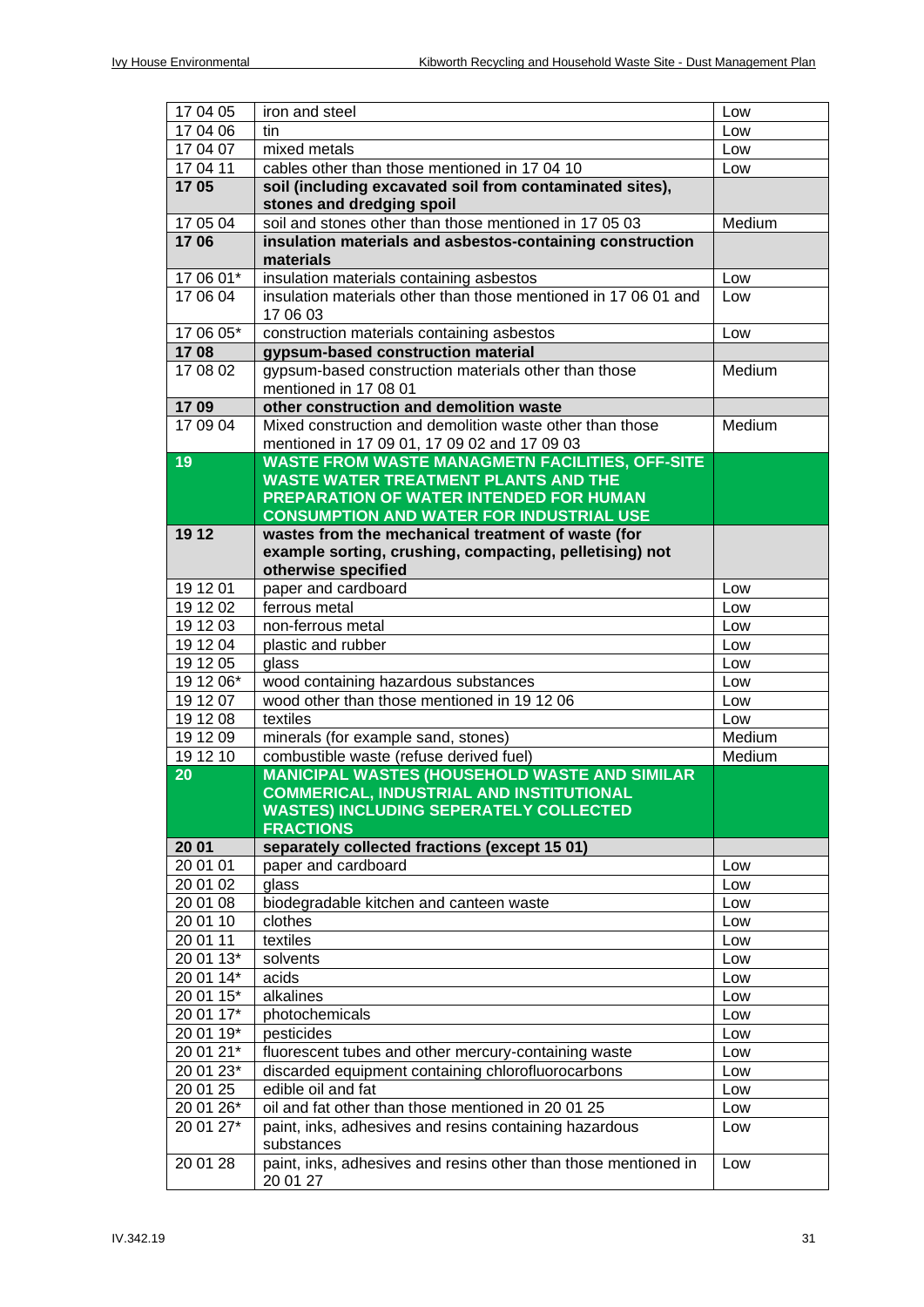| 17 04 05 | iron and steel | Low |
|---|---|---|
| 17 04 06 | tin | Low |
| 17 04 07 | mixed metals | Low |
| 17 04 11 | cables other than those mentioned in 17 04 10 | Low |
| **17 05** | **soil (including excavated soil from contaminated sites), stones and dredging spoil** | |
| 17 05 04 | soil and stones other than those mentioned in 17 05 03 | Medium |
| **17 06** | **insulation materials and asbestos-containing construction materials** | |
| 17 06 01* | insulation materials containing asbestos | Low |
| 17 06 04 | insulation materials other than those mentioned in 17 06 01 and 17 06 03 | Low |
| 17 06 05* | construction materials containing asbestos | Low |
| **17 08** | **gypsum-based construction material** | |
| 17 08 02 | gypsum-based construction materials other than those mentioned in 17 08 01 | Medium |
| **17 09** | **other construction and demolition waste** | |
| 17 09 04 | Mixed construction and demolition waste other than those mentioned in 17 09 01, 17 09 02 and 17 09 03 | Medium |
| **19** | **WASTE FROM WASTE MANAGMETN FACILITIES, OFF-SITE WASTE WATER TREATMENT PLANTS AND THE PREPARATION OF WATER INTENDED FOR HUMAN CONSUMPTION AND WATER FOR INDUSTRIAL USE** | |
| **19 12** | **wastes from the mechanical treatment of waste (for example sorting, crushing, compacting, pelletising) not otherwise specified** | |
| 19 12 01 | paper and cardboard | Low |
| 19 12 02 | ferrous metal | Low |
| 19 12 03 | non-ferrous metal | Low |
| 19 12 04 | plastic and rubber | Low |
| 19 12 05 | glass | Low |
| 19 12 06* | wood containing hazardous substances | Low |
| 19 12 07 | wood other than those mentioned in 19 12 06 | Low |
| 19 12 08 | textiles | Low |
| 19 12 09 | minerals (for example sand, stones) | Medium |
| 19 12 10 | combustible waste (refuse derived fuel) | Medium |
| **20** | **MANICIPAL WASTES (HOUSEHOLD WASTE AND SIMILAR COMMERICAL, INDUSTRIAL AND INSTITUTIONAL WASTES) INCLUDING SEPERATELY COLLECTED FRACTIONS** | |
| **20 01** | **separately collected fractions (except 15 01)** | |
| 20 01 01 | paper and cardboard | Low |
| 20 01 02 | glass | Low |
| 20 01 08 | biodegradable kitchen and canteen waste | Low |
| 20 01 10 | clothes | Low |
| 20 01 11 | textiles | Low |
| 20 01 13* | solvents | Low |
| 20 01 14* | acids | Low |
| 20 01 15* | alkalines | Low |
| 20 01 17* | photochemicals | Low |
| 20 01 19* | pesticides | Low |
| 20 01 21* | fluorescent tubes and other mercury-containing waste | Low |
| 20 01 23* | discarded equipment containing chlorofluorocarbons | Low |
| 20 01 25 | edible oil and fat | Low |
| 20 01 26* | oil and fat other than those mentioned in 20 01 25 | Low |
| 20 01 27* | paint, inks, adhesives and resins containing hazardous substances | Low |
| 20 01 28 | paint, inks, adhesives and resins other than those mentioned in 20 01 27 | Low |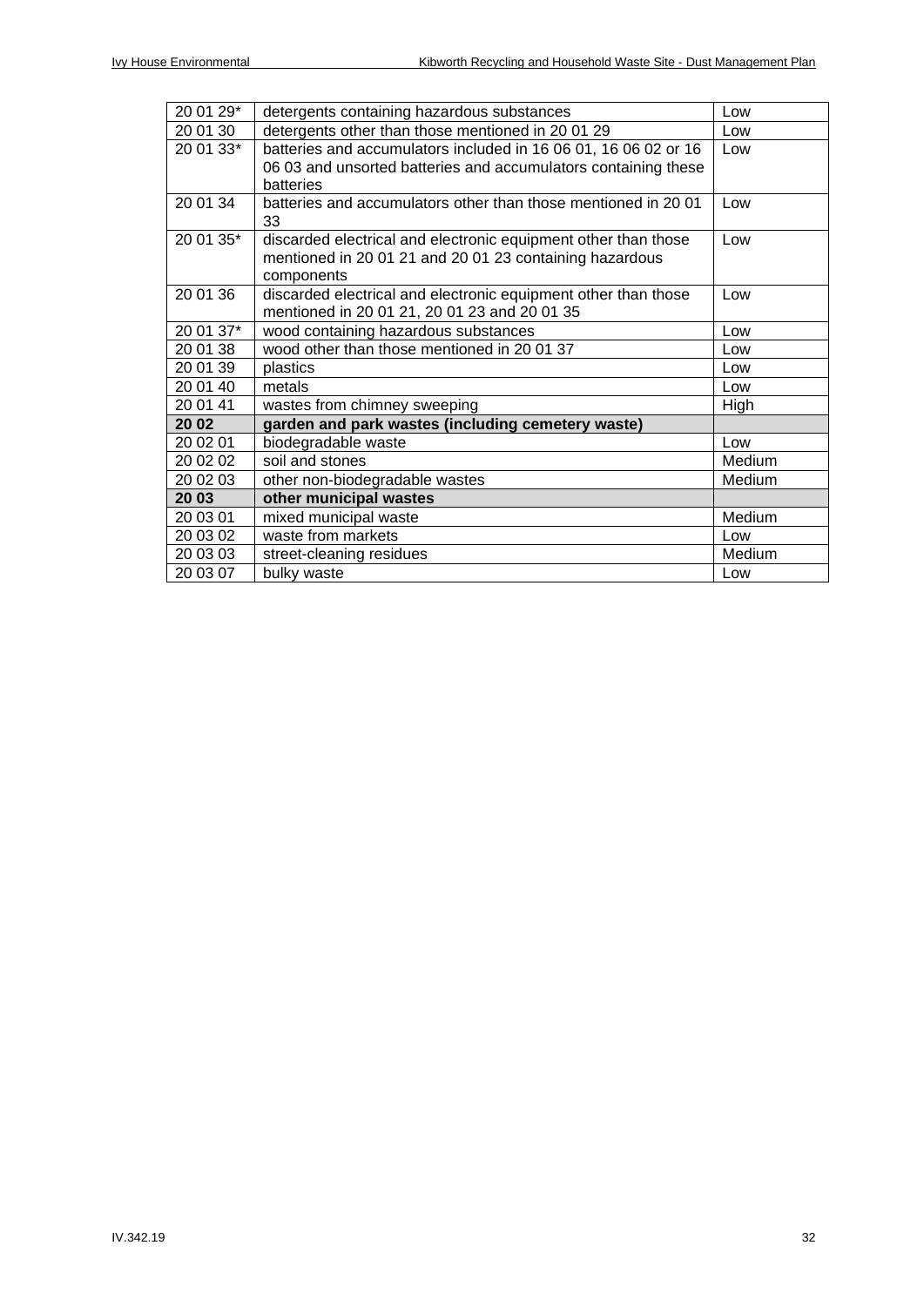| | | |
|---|---|---|
| 20 01 29* | detergents containing hazardous substances | Low |
| 20 01 30 | detergents other than those mentioned in 20 01 29 | Low |
| 20 01 33* | batteries and accumulators included in 16 06 01, 16 06 02 or 16 06 03 and unsorted batteries and accumulators containing these batteries | Low |
| 20 01 34 | batteries and accumulators other than those mentioned in 20 01 33 | Low |
| 20 01 35* | discarded electrical and electronic equipment other than those mentioned in 20 01 21 and 20 01 23 containing hazardous components | Low |
| 20 01 36 | discarded electrical and electronic equipment other than those mentioned in 20 01 21, 20 01 23 and 20 01 35 | Low |
| 20 01 37* | wood containing hazardous substances | Low |
| 20 01 38 | wood other than those mentioned in 20 01 37 | Low |
| 20 01 39 | plastics | Low |
| 20 01 40 | metals | Low |
| 20 01 41 | wastes from chimney sweeping | High |
| **20 02** | **garden and park wastes (including cemetery waste)** | |
| 20 02 01 | biodegradable waste | Low |
| 20 02 02 | soil and stones | Medium |
| 20 02 03 | other non-biodegradable wastes | Medium |
| **20 03** | **other municipal wastes** | |
| 20 03 01 | mixed municipal waste | Medium |
| 20 03 02 | waste from markets | Low |
| 20 03 03 | street-cleaning residues | Medium |
| 20 03 07 | bulky waste | Low |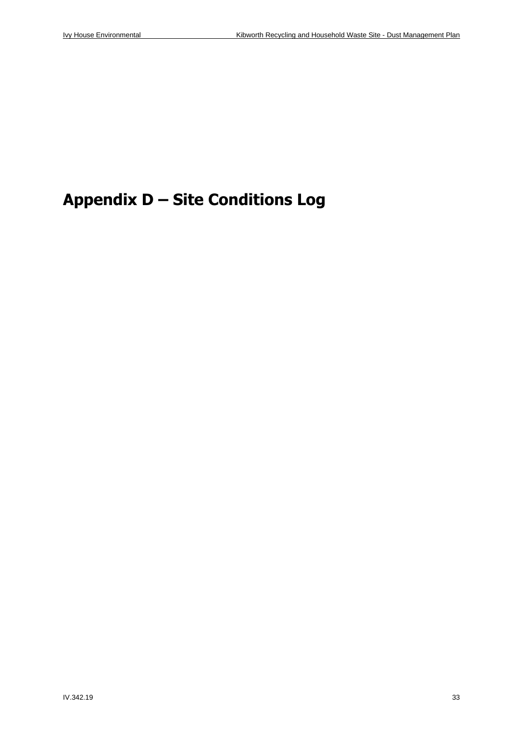# Appendix D – Site Conditions Log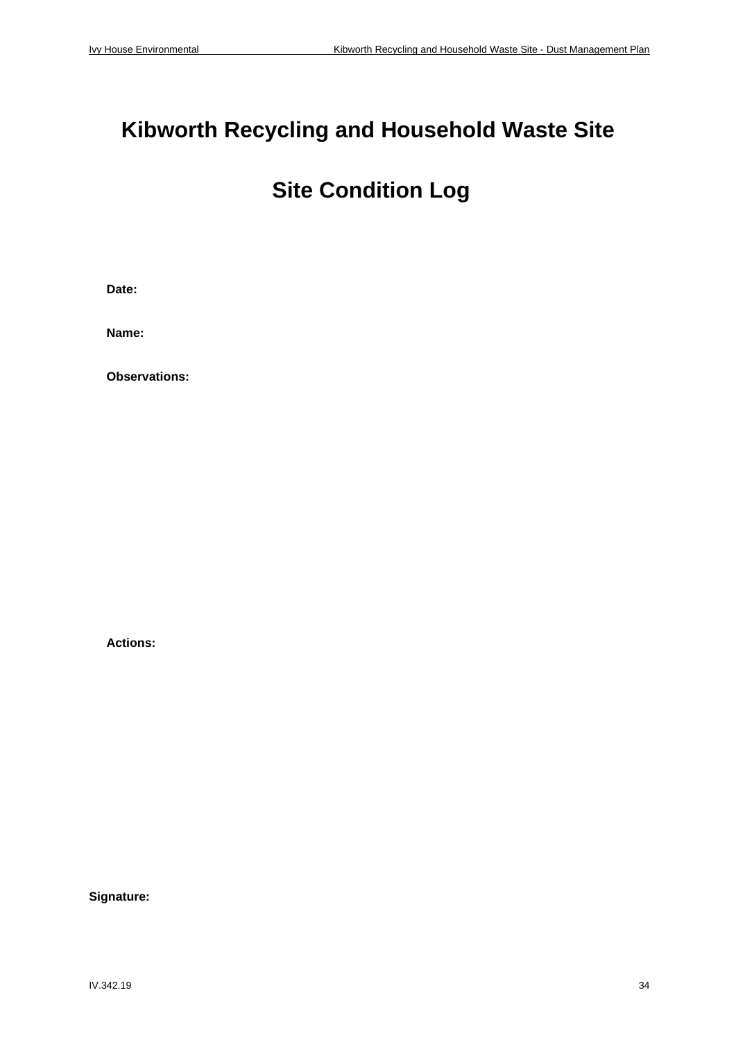# Kibworth Recycling and Household Waste Site

# Site Condition Log

**Date:**

**Name:**

**Observations:**

**Actions:**

**Signature:**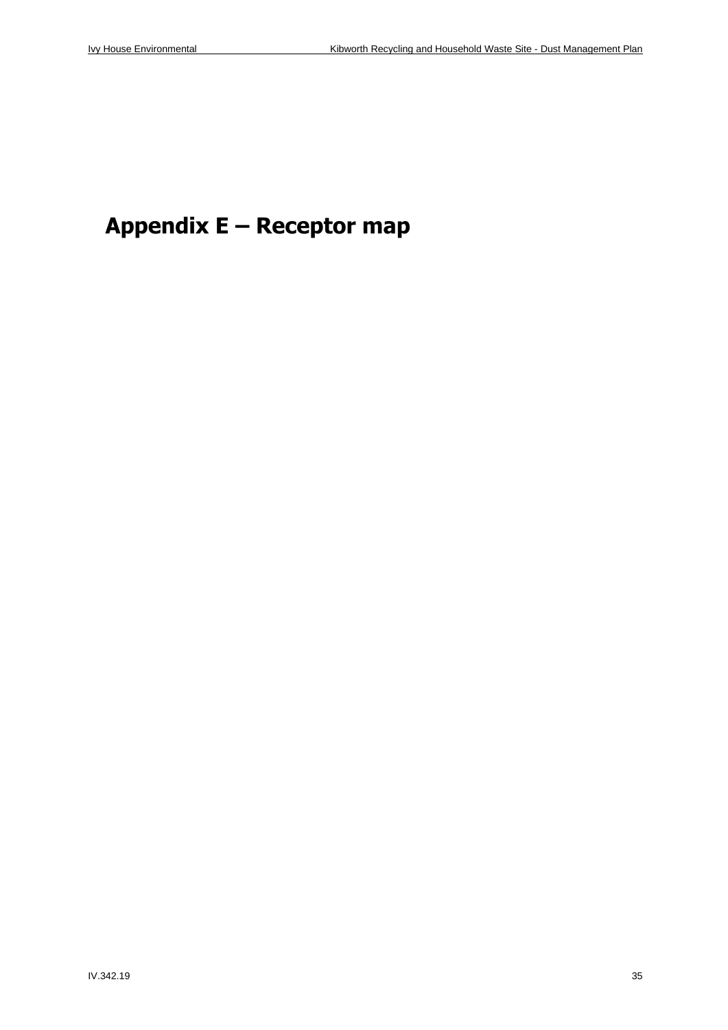# Appendix E – Receptor map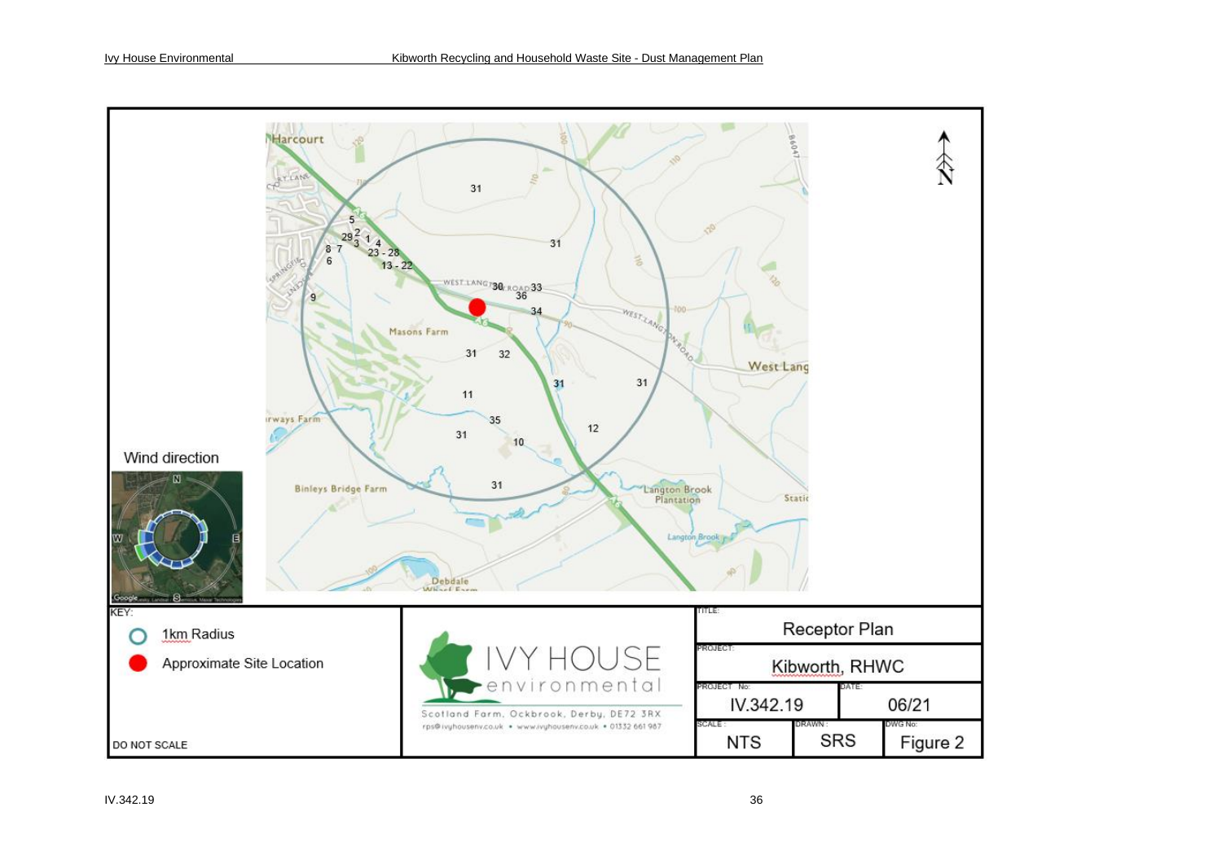Wind direction

KEY:

- 1km Radius
- Approximate Site Location

DO NOT SCALE

IVY HOUSE environmental

Scotland Farm, Ockbrook, Derby, DE72 3RX

rps@ivyhouseenv.co.uk • www.ivyhouseenv.co.uk • 01332 661 987

| TITLE: | | |
| --- | --- | --- |
| Receptor Plan | | |
| PROJECT: Kibworth, RHWC | | |
| PROJECT No: IV.342.19 | | DATE: 06/21 |
| SCALE: NTS | DRAWN: SRS | DWG No: Figure 2 |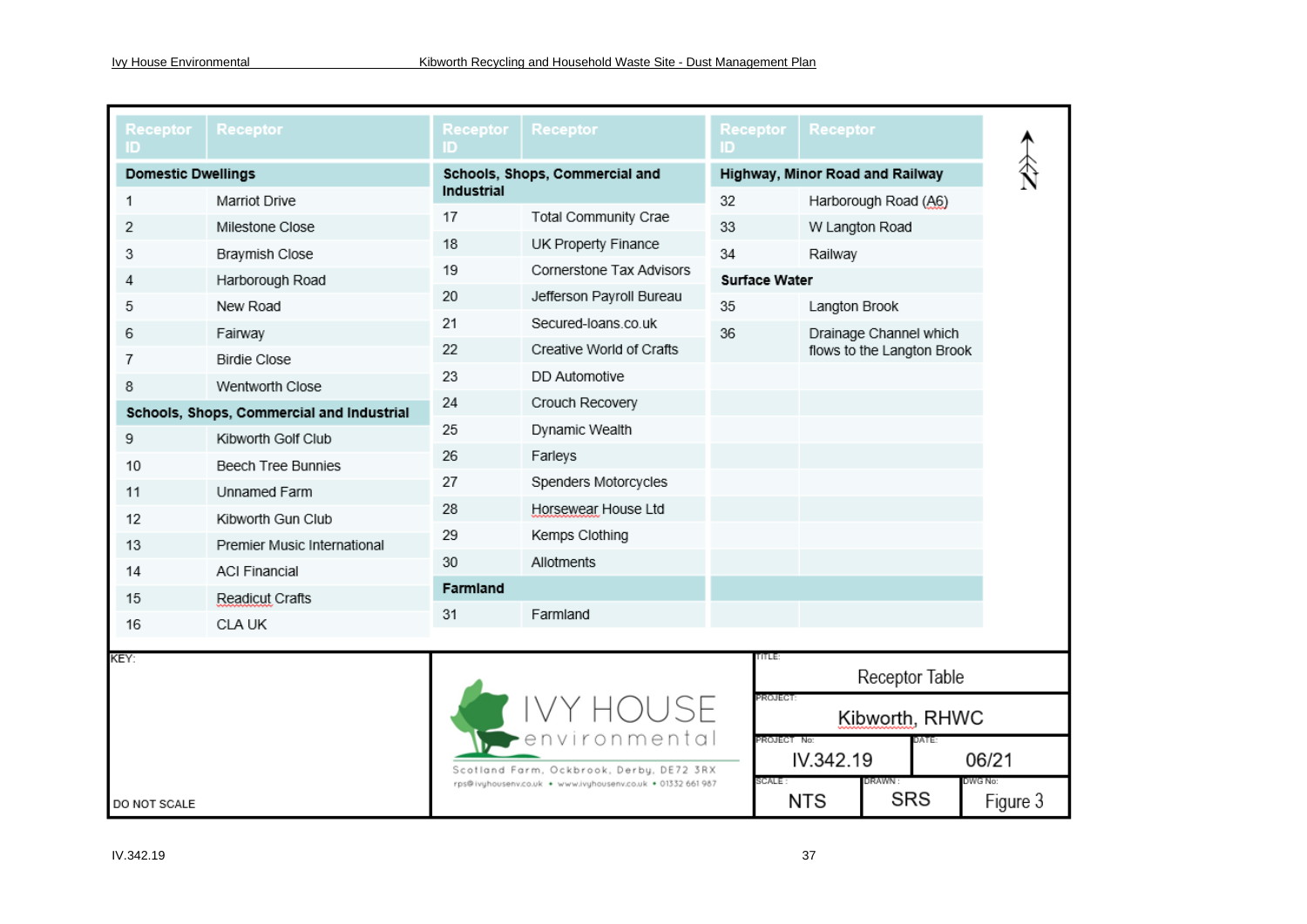| Receptor ID | Receptor | Receptor ID | Receptor | Receptor ID | Receptor |
|---|---|---|---|---|---|
| **Domestic Dwellings** | | **Schools, Shops, Commercial and Industrial** | | **Highway, Minor Road and Railway** | |
| 1 | Marriot Drive | 17 | Total Community Crae | 32 | Harborough Road (A6) |
| 2 | Milestone Close | 18 | UK Property Finance | 33 | W Langton Road |
| 3 | Braymish Close | 19 | Cornerstone Tax Advisors | 34 | Railway |
| 4 | Harborough Road | 20 | Jefferson Payroll Bureau | **Surface Water** | |
| 5 | New Road | 21 | Secured-loans.co.uk | 35 | Langton Brook |
| 6 | Fairway | 22 | Creative World of Crafts | 36 | Drainage Channel which flows to the Langton Brook |
| 7 | Birdie Close | 23 | DD Automotive | | |
| 8 | Wentworth Close | 24 | Crouch Recovery | | |
| **Schools, Shops, Commercial and Industrial** | | 25 | Dynamic Wealth | | |
| 9 | Kibworth Golf Club | 26 | Farleys | | |
| 10 | Beech Tree Bunnies | 27 | Spenders Motorcycles | | |
| 11 | Unnamed Farm | 28 | Horsewear House Ltd | | |
| 12 | Kibworth Gun Club | 29 | Kemps Clothing | | |
| 13 | Premier Music International | 30 | Allotments | | |
| 14 | ACI Financial | **Farmland** | | | |
| 15 | Readicut Crafts | 31 | Farmland | | |
| 16 | CLA UK | | | | |

N

KEY:

DO NOT SCALE

IVY HOUSE environmental

Scotland Farm, Ockbrook, Derby, DE72 3RX

rps@ivyhouseenv.co.uk • www.ivyhouseenv.co.uk • 01332 661 987

TITLE: Receptor Table

PROJECT: Kibworth, RHWC

PROJECT No: IV.342.19

DATE: 06/21

SCALE: NTS

DRAWN: SRS

DWG No: Figure 3